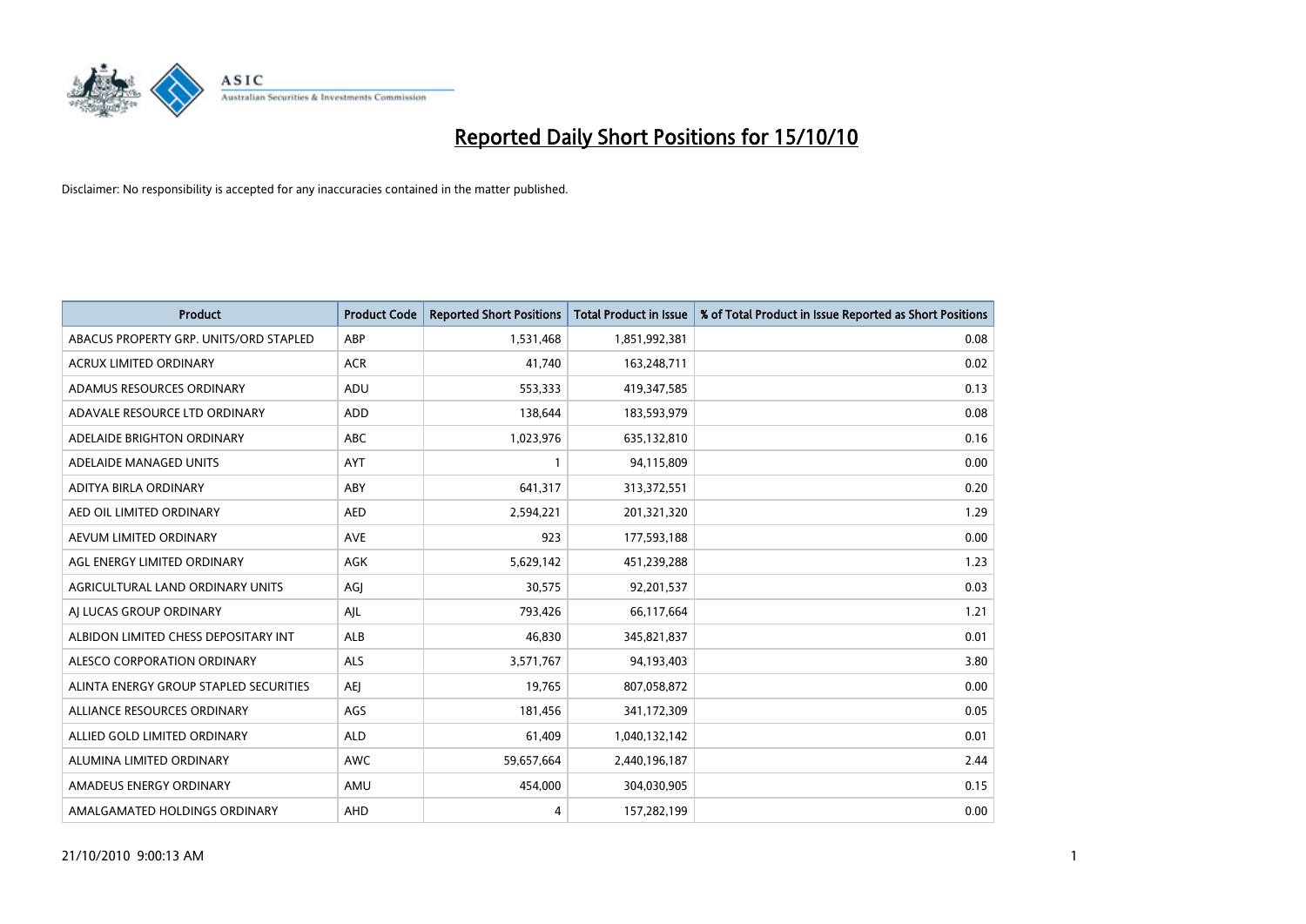# Reported Daily Short Positions for 15/10/10

Disclaimer: No responsibility is accepted for any inaccuracies contained in the matter published.

| Product | Product Code | Reported Short Positions | Total Product in Issue | % of Total Product in Issue Reported as Short Positions |
|---|---|---|---|---|
| ABACUS PROPERTY GRP. UNITS/ORD STAPLED | ABP | 1,531,468 | 1,851,992,381 | 0.08 |
| ACRUX LIMITED ORDINARY | ACR | 41,740 | 163,248,711 | 0.02 |
| ADAMUS RESOURCES ORDINARY | ADU | 553,333 | 419,347,585 | 0.13 |
| ADAVALE RESOURCE LTD ORDINARY | ADD | 138,644 | 183,593,979 | 0.08 |
| ADELAIDE BRIGHTON ORDINARY | ABC | 1,023,976 | 635,132,810 | 0.16 |
| ADELAIDE MANAGED UNITS | AYT | 1 | 94,115,809 | 0.00 |
| ADITYA BIRLA ORDINARY | ABY | 641,317 | 313,372,551 | 0.20 |
| AED OIL LIMITED ORDINARY | AED | 2,594,221 | 201,321,320 | 1.29 |
| AEVUM LIMITED ORDINARY | AVE | 923 | 177,593,188 | 0.00 |
| AGL ENERGY LIMITED ORDINARY | AGK | 5,629,142 | 451,239,288 | 1.23 |
| AGRICULTURAL LAND ORDINARY UNITS | AGJ | 30,575 | 92,201,537 | 0.03 |
| AJ LUCAS GROUP ORDINARY | AJL | 793,426 | 66,117,664 | 1.21 |
| ALBIDON LIMITED CHESS DEPOSITARY INT | ALB | 46,830 | 345,821,837 | 0.01 |
| ALESCO CORPORATION ORDINARY | ALS | 3,571,767 | 94,193,403 | 3.80 |
| ALINTA ENERGY GROUP STAPLED SECURITIES | AEJ | 19,765 | 807,058,872 | 0.00 |
| ALLIANCE RESOURCES ORDINARY | AGS | 181,456 | 341,172,309 | 0.05 |
| ALLIED GOLD LIMITED ORDINARY | ALD | 61,409 | 1,040,132,142 | 0.01 |
| ALUMINA LIMITED ORDINARY | AWC | 59,657,664 | 2,440,196,187 | 2.44 |
| AMADEUS ENERGY ORDINARY | AMU | 454,000 | 304,030,905 | 0.15 |
| AMALGAMATED HOLDINGS ORDINARY | AHD | 4 | 157,282,199 | 0.00 |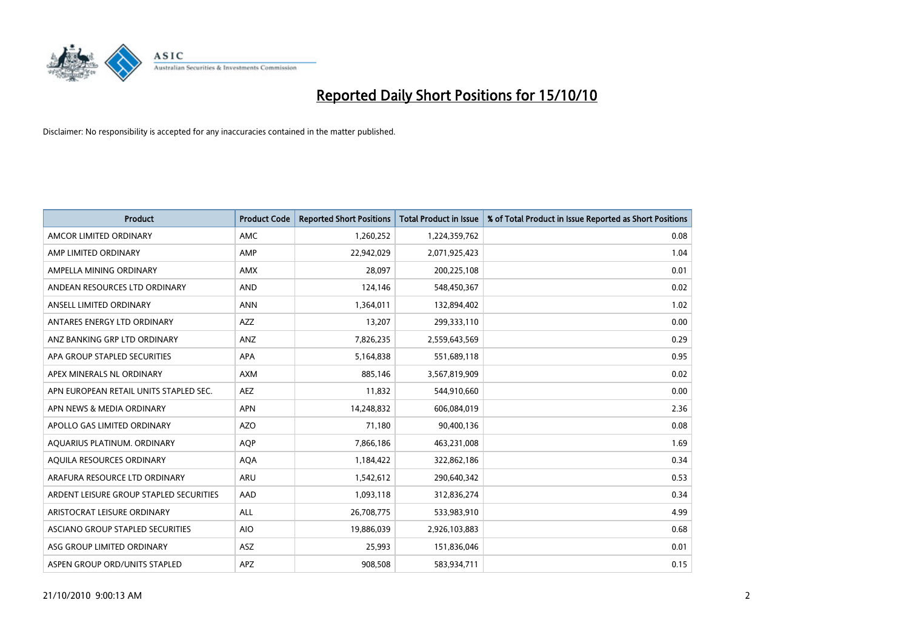# Reported Daily Short Positions for 15/10/10

Disclaimer: No responsibility is accepted for any inaccuracies contained in the matter published.

| Product | Product Code | Reported Short Positions | Total Product in Issue | % of Total Product in Issue Reported as Short Positions |
| --- | --- | --- | --- | --- |
| AMCOR LIMITED ORDINARY | AMC | 1,260,252 | 1,224,359,762 | 0.08 |
| AMP LIMITED ORDINARY | AMP | 22,942,029 | 2,071,925,423 | 1.04 |
| AMPELLA MINING ORDINARY | AMX | 28,097 | 200,225,108 | 0.01 |
| ANDEAN RESOURCES LTD ORDINARY | AND | 124,146 | 548,450,367 | 0.02 |
| ANSELL LIMITED ORDINARY | ANN | 1,364,011 | 132,894,402 | 1.02 |
| ANTARES ENERGY LTD ORDINARY | AZZ | 13,207 | 299,333,110 | 0.00 |
| ANZ BANKING GRP LTD ORDINARY | ANZ | 7,826,235 | 2,559,643,569 | 0.29 |
| APA GROUP STAPLED SECURITIES | APA | 5,164,838 | 551,689,118 | 0.95 |
| APEX MINERALS NL ORDINARY | AXM | 885,146 | 3,567,819,909 | 0.02 |
| APN EUROPEAN RETAIL UNITS STAPLED SEC. | AEZ | 11,832 | 544,910,660 | 0.00 |
| APN NEWS & MEDIA ORDINARY | APN | 14,248,832 | 606,084,019 | 2.36 |
| APOLLO GAS LIMITED ORDINARY | AZO | 71,180 | 90,400,136 | 0.08 |
| AQUARIUS PLATINUM. ORDINARY | AQP | 7,866,186 | 463,231,008 | 1.69 |
| AQUILA RESOURCES ORDINARY | AQA | 1,184,422 | 322,862,186 | 0.34 |
| ARAFURA RESOURCE LTD ORDINARY | ARU | 1,542,612 | 290,640,342 | 0.53 |
| ARDENT LEISURE GROUP STAPLED SECURITIES | AAD | 1,093,118 | 312,836,274 | 0.34 |
| ARISTOCRAT LEISURE ORDINARY | ALL | 26,708,775 | 533,983,910 | 4.99 |
| ASCIANO GROUP STAPLED SECURITIES | AIO | 19,886,039 | 2,926,103,883 | 0.68 |
| ASG GROUP LIMITED ORDINARY | ASZ | 25,993 | 151,836,046 | 0.01 |
| ASPEN GROUP ORD/UNITS STAPLED | APZ | 908,508 | 583,934,711 | 0.15 |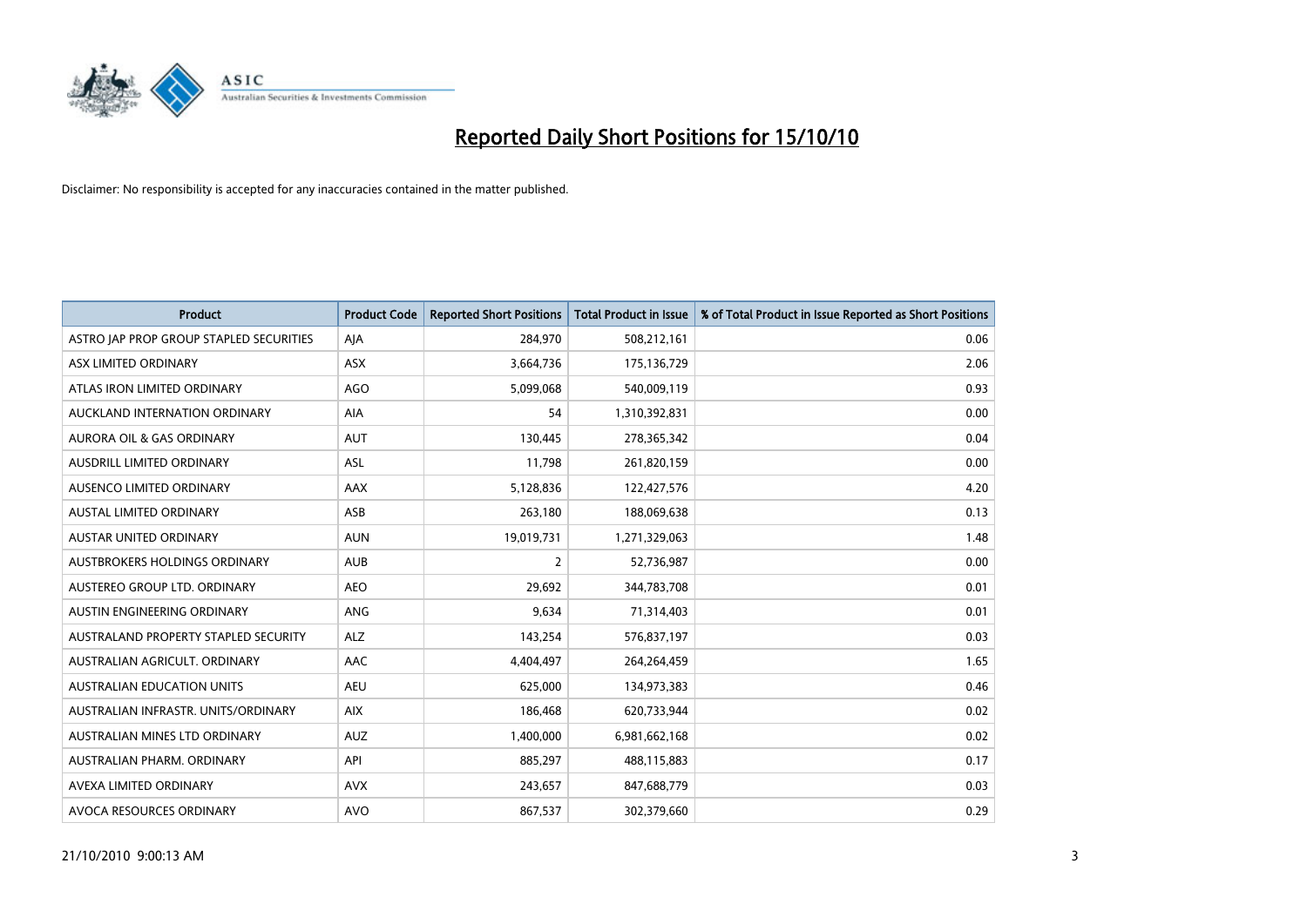# Reported Daily Short Positions for 15/10/10

Disclaimer: No responsibility is accepted for any inaccuracies contained in the matter published.

| Product | Product Code | Reported Short Positions | Total Product in Issue | % of Total Product in Issue Reported as Short Positions |
|---|---|---|---|---|
| ASTRO JAP PROP GROUP STAPLED SECURITIES | AJA | 284,970 | 508,212,161 | 0.06 |
| ASX LIMITED ORDINARY | ASX | 3,664,736 | 175,136,729 | 2.06 |
| ATLAS IRON LIMITED ORDINARY | AGO | 5,099,068 | 540,009,119 | 0.93 |
| AUCKLAND INTERNATION ORDINARY | AIA | 54 | 1,310,392,831 | 0.00 |
| AURORA OIL & GAS ORDINARY | AUT | 130,445 | 278,365,342 | 0.04 |
| AUSDRILL LIMITED ORDINARY | ASL | 11,798 | 261,820,159 | 0.00 |
| AUSENCO LIMITED ORDINARY | AAX | 5,128,836 | 122,427,576 | 4.20 |
| AUSTAL LIMITED ORDINARY | ASB | 263,180 | 188,069,638 | 0.13 |
| AUSTAR UNITED ORDINARY | AUN | 19,019,731 | 1,271,329,063 | 1.48 |
| AUSTBROKERS HOLDINGS ORDINARY | AUB | 2 | 52,736,987 | 0.00 |
| AUSTEREO GROUP LTD. ORDINARY | AEO | 29,692 | 344,783,708 | 0.01 |
| AUSTIN ENGINEERING ORDINARY | ANG | 9,634 | 71,314,403 | 0.01 |
| AUSTRALAND PROPERTY STAPLED SECURITY | ALZ | 143,254 | 576,837,197 | 0.03 |
| AUSTRALIAN AGRICULT. ORDINARY | AAC | 4,404,497 | 264,264,459 | 1.65 |
| AUSTRALIAN EDUCATION UNITS | AEU | 625,000 | 134,973,383 | 0.46 |
| AUSTRALIAN INFRASTR. UNITS/ORDINARY | AIX | 186,468 | 620,733,944 | 0.02 |
| AUSTRALIAN MINES LTD ORDINARY | AUZ | 1,400,000 | 6,981,662,168 | 0.02 |
| AUSTRALIAN PHARM. ORDINARY | API | 885,297 | 488,115,883 | 0.17 |
| AVEXA LIMITED ORDINARY | AVX | 243,657 | 847,688,779 | 0.03 |
| AVOCA RESOURCES ORDINARY | AVO | 867,537 | 302,379,660 | 0.29 |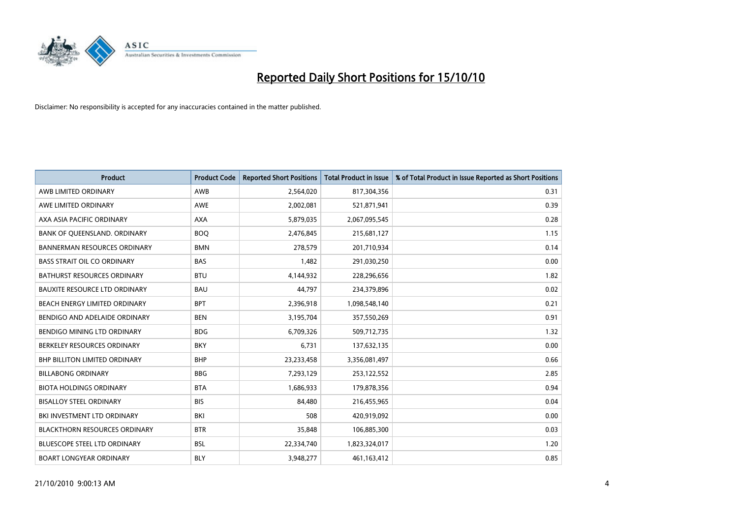# Reported Daily Short Positions for 15/10/10

Disclaimer: No responsibility is accepted for any inaccuracies contained in the matter published.

| Product | Product Code | Reported Short Positions | Total Product in Issue | % of Total Product in Issue Reported as Short Positions |
|---|---|---|---|---|
| AWB LIMITED ORDINARY | AWB | 2,564,020 | 817,304,356 | 0.31 |
| AWE LIMITED ORDINARY | AWE | 2,002,081 | 521,871,941 | 0.39 |
| AXA ASIA PACIFIC ORDINARY | AXA | 5,879,035 | 2,067,095,545 | 0.28 |
| BANK OF QUEENSLAND. ORDINARY | BOQ | 2,476,845 | 215,681,127 | 1.15 |
| BANNERMAN RESOURCES ORDINARY | BMN | 278,579 | 201,710,934 | 0.14 |
| BASS STRAIT OIL CO ORDINARY | BAS | 1,482 | 291,030,250 | 0.00 |
| BATHURST RESOURCES ORDINARY | BTU | 4,144,932 | 228,296,656 | 1.82 |
| BAUXITE RESOURCE LTD ORDINARY | BAU | 44,797 | 234,379,896 | 0.02 |
| BEACH ENERGY LIMITED ORDINARY | BPT | 2,396,918 | 1,098,548,140 | 0.21 |
| BENDIGO AND ADELAIDE ORDINARY | BEN | 3,195,704 | 357,550,269 | 0.91 |
| BENDIGO MINING LTD ORDINARY | BDG | 6,709,326 | 509,712,735 | 1.32 |
| BERKELEY RESOURCES ORDINARY | BKY | 6,731 | 137,632,135 | 0.00 |
| BHP BILLITON LIMITED ORDINARY | BHP | 23,233,458 | 3,356,081,497 | 0.66 |
| BILLABONG ORDINARY | BBG | 7,293,129 | 253,122,552 | 2.85 |
| BIOTA HOLDINGS ORDINARY | BTA | 1,686,933 | 179,878,356 | 0.94 |
| BISALLOY STEEL ORDINARY | BIS | 84,480 | 216,455,965 | 0.04 |
| BKI INVESTMENT LTD ORDINARY | BKI | 508 | 420,919,092 | 0.00 |
| BLACKTHORN RESOURCES ORDINARY | BTR | 35,848 | 106,885,300 | 0.03 |
| BLUESCOPE STEEL LTD ORDINARY | BSL | 22,334,740 | 1,823,324,017 | 1.20 |
| BOART LONGYEAR ORDINARY | BLY | 3,948,277 | 461,163,412 | 0.85 |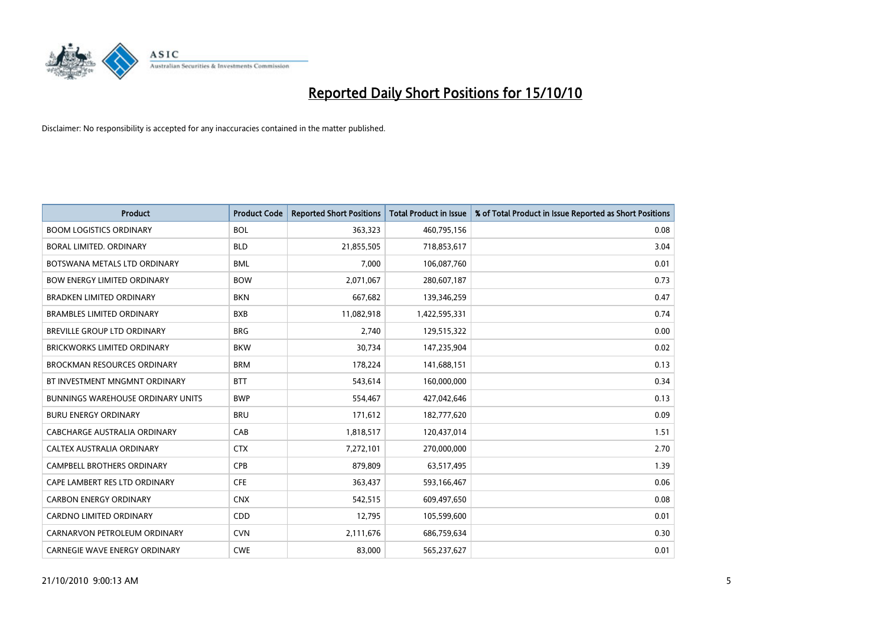# Reported Daily Short Positions for 15/10/10

Disclaimer: No responsibility is accepted for any inaccuracies contained in the matter published.

| Product | Product Code | Reported Short Positions | Total Product in Issue | % of Total Product in Issue Reported as Short Positions |
|---|---|---|---|---|
| BOOM LOGISTICS ORDINARY | BOL | 363,323 | 460,795,156 | 0.08 |
| BORAL LIMITED. ORDINARY | BLD | 21,855,505 | 718,853,617 | 3.04 |
| BOTSWANA METALS LTD ORDINARY | BML | 7,000 | 106,087,760 | 0.01 |
| BOW ENERGY LIMITED ORDINARY | BOW | 2,071,067 | 280,607,187 | 0.73 |
| BRADKEN LIMITED ORDINARY | BKN | 667,682 | 139,346,259 | 0.47 |
| BRAMBLES LIMITED ORDINARY | BXB | 11,082,918 | 1,422,595,331 | 0.74 |
| BREVILLE GROUP LTD ORDINARY | BRG | 2,740 | 129,515,322 | 0.00 |
| BRICKWORKS LIMITED ORDINARY | BKW | 30,734 | 147,235,904 | 0.02 |
| BROCKMAN RESOURCES ORDINARY | BRM | 178,224 | 141,688,151 | 0.13 |
| BT INVESTMENT MNGMNT ORDINARY | BTT | 543,614 | 160,000,000 | 0.34 |
| BUNNINGS WAREHOUSE ORDINARY UNITS | BWP | 554,467 | 427,042,646 | 0.13 |
| BURU ENERGY ORDINARY | BRU | 171,612 | 182,777,620 | 0.09 |
| CABCHARGE AUSTRALIA ORDINARY | CAB | 1,818,517 | 120,437,014 | 1.51 |
| CALTEX AUSTRALIA ORDINARY | CTX | 7,272,101 | 270,000,000 | 2.70 |
| CAMPBELL BROTHERS ORDINARY | CPB | 879,809 | 63,517,495 | 1.39 |
| CAPE LAMBERT RES LTD ORDINARY | CFE | 363,437 | 593,166,467 | 0.06 |
| CARBON ENERGY ORDINARY | CNX | 542,515 | 609,497,650 | 0.08 |
| CARDNO LIMITED ORDINARY | CDD | 12,795 | 105,599,600 | 0.01 |
| CARNARVON PETROLEUM ORDINARY | CVN | 2,111,676 | 686,759,634 | 0.30 |
| CARNEGIE WAVE ENERGY ORDINARY | CWE | 83,000 | 565,237,627 | 0.01 |

21/10/2010 9:00:13 AM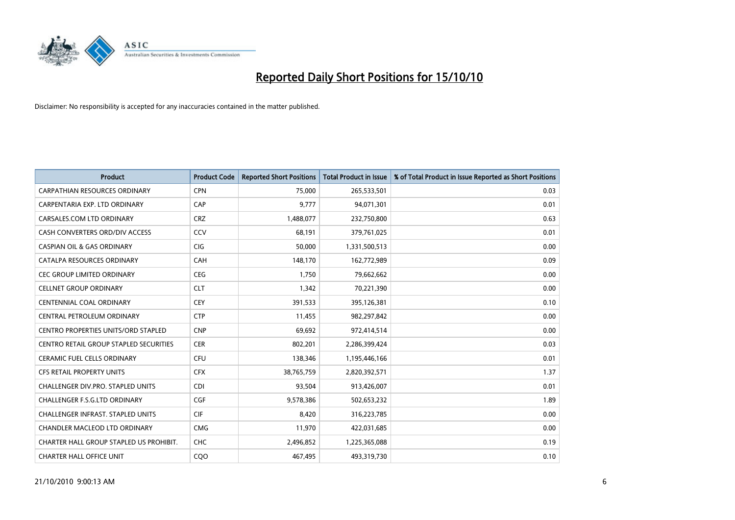# Reported Daily Short Positions for 15/10/10

Disclaimer: No responsibility is accepted for any inaccuracies contained in the matter published.

| Product | Product Code | Reported Short Positions | Total Product in Issue | % of Total Product in Issue Reported as Short Positions |
|---|---|---|---|---|
| CARPATHIAN RESOURCES ORDINARY | CPN | 75,000 | 265,533,501 | 0.03 |
| CARPENTARIA EXP. LTD ORDINARY | CAP | 9,777 | 94,071,301 | 0.01 |
| CARSALES.COM LTD ORDINARY | CRZ | 1,488,077 | 232,750,800 | 0.63 |
| CASH CONVERTERS ORD/DIV ACCESS | CCV | 68,191 | 379,761,025 | 0.01 |
| CASPIAN OIL & GAS ORDINARY | CIG | 50,000 | 1,331,500,513 | 0.00 |
| CATALPA RESOURCES ORDINARY | CAH | 148,170 | 162,772,989 | 0.09 |
| CEC GROUP LIMITED ORDINARY | CEG | 1,750 | 79,662,662 | 0.00 |
| CELLNET GROUP ORDINARY | CLT | 1,342 | 70,221,390 | 0.00 |
| CENTENNIAL COAL ORDINARY | CEY | 391,533 | 395,126,381 | 0.10 |
| CENTRAL PETROLEUM ORDINARY | CTP | 11,455 | 982,297,842 | 0.00 |
| CENTRO PROPERTIES UNITS/ORD STAPLED | CNP | 69,692 | 972,414,514 | 0.00 |
| CENTRO RETAIL GROUP STAPLED SECURITIES | CER | 802,201 | 2,286,399,424 | 0.03 |
| CERAMIC FUEL CELLS ORDINARY | CFU | 138,346 | 1,195,446,166 | 0.01 |
| CFS RETAIL PROPERTY UNITS | CFX | 38,765,759 | 2,820,392,571 | 1.37 |
| CHALLENGER DIV.PRO. STAPLED UNITS | CDI | 93,504 | 913,426,007 | 0.01 |
| CHALLENGER F.S.G.LTD ORDINARY | CGF | 9,578,386 | 502,653,232 | 1.89 |
| CHALLENGER INFRAST. STAPLED UNITS | CIF | 8,420 | 316,223,785 | 0.00 |
| CHANDLER MACLEOD LTD ORDINARY | CMG | 11,970 | 422,031,685 | 0.00 |
| CHARTER HALL GROUP STAPLED US PROHIBIT. | CHC | 2,496,852 | 1,225,365,088 | 0.19 |
| CHARTER HALL OFFICE UNIT | CQO | 467,495 | 493,319,730 | 0.10 |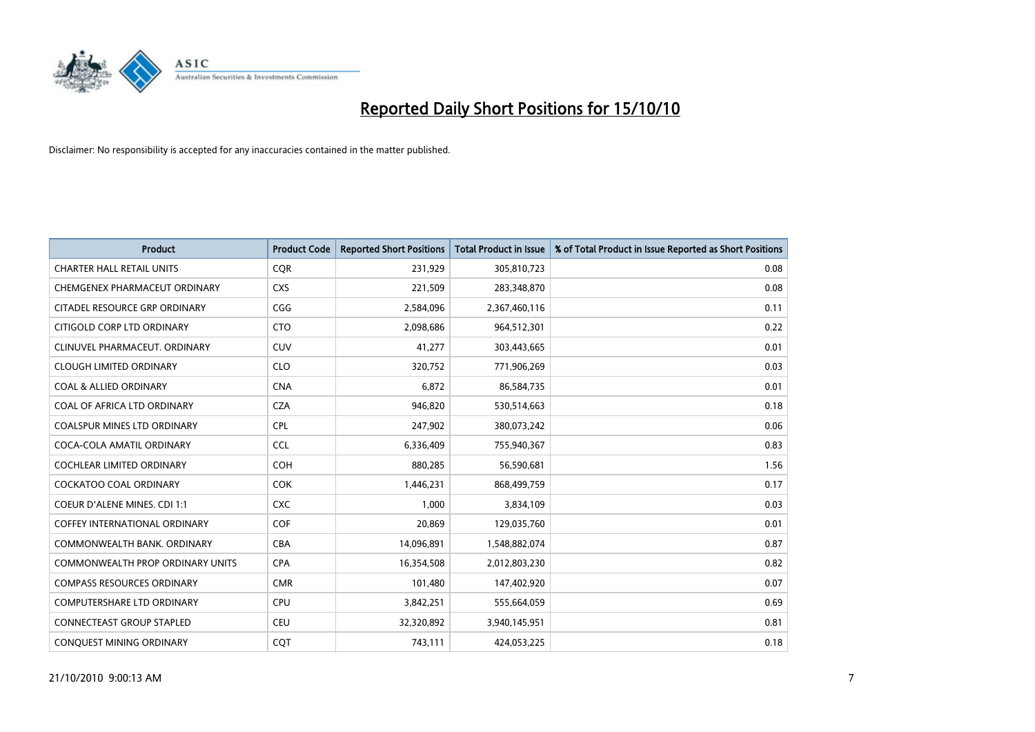# Reported Daily Short Positions for 15/10/10

Disclaimer: No responsibility is accepted for any inaccuracies contained in the matter published.

| Product | Product Code | Reported Short Positions | Total Product in Issue | % of Total Product in Issue Reported as Short Positions |
|---|---|---|---|---|
| CHARTER HALL RETAIL UNITS | CQR | 231,929 | 305,810,723 | 0.08 |
| CHEMGENEX PHARMACEUT ORDINARY | CXS | 221,509 | 283,348,870 | 0.08 |
| CITADEL RESOURCE GRP ORDINARY | CGG | 2,584,096 | 2,367,460,116 | 0.11 |
| CITIGOLD CORP LTD ORDINARY | CTO | 2,098,686 | 964,512,301 | 0.22 |
| CLINUVEL PHARMACEUT. ORDINARY | CUV | 41,277 | 303,443,665 | 0.01 |
| CLOUGH LIMITED ORDINARY | CLO | 320,752 | 771,906,269 | 0.03 |
| COAL & ALLIED ORDINARY | CNA | 6,872 | 86,584,735 | 0.01 |
| COAL OF AFRICA LTD ORDINARY | CZA | 946,820 | 530,514,663 | 0.18 |
| COALSPUR MINES LTD ORDINARY | CPL | 247,902 | 380,073,242 | 0.06 |
| COCA-COLA AMATIL ORDINARY | CCL | 6,336,409 | 755,940,367 | 0.83 |
| COCHLEAR LIMITED ORDINARY | COH | 880,285 | 56,590,681 | 1.56 |
| COCKATOO COAL ORDINARY | COK | 1,446,231 | 868,499,759 | 0.17 |
| COEUR D'ALENE MINES. CDI 1:1 | CXC | 1,000 | 3,834,109 | 0.03 |
| COFFEY INTERNATIONAL ORDINARY | COF | 20,869 | 129,035,760 | 0.01 |
| COMMONWEALTH BANK. ORDINARY | CBA | 14,096,891 | 1,548,882,074 | 0.87 |
| COMMONWEALTH PROP ORDINARY UNITS | CPA | 16,354,508 | 2,012,803,230 | 0.82 |
| COMPASS RESOURCES ORDINARY | CMR | 101,480 | 147,402,920 | 0.07 |
| COMPUTERSHARE LTD ORDINARY | CPU | 3,842,251 | 555,664,059 | 0.69 |
| CONNECTEAST GROUP STAPLED | CEU | 32,320,892 | 3,940,145,951 | 0.81 |
| CONQUEST MINING ORDINARY | CQT | 743,111 | 424,053,225 | 0.18 |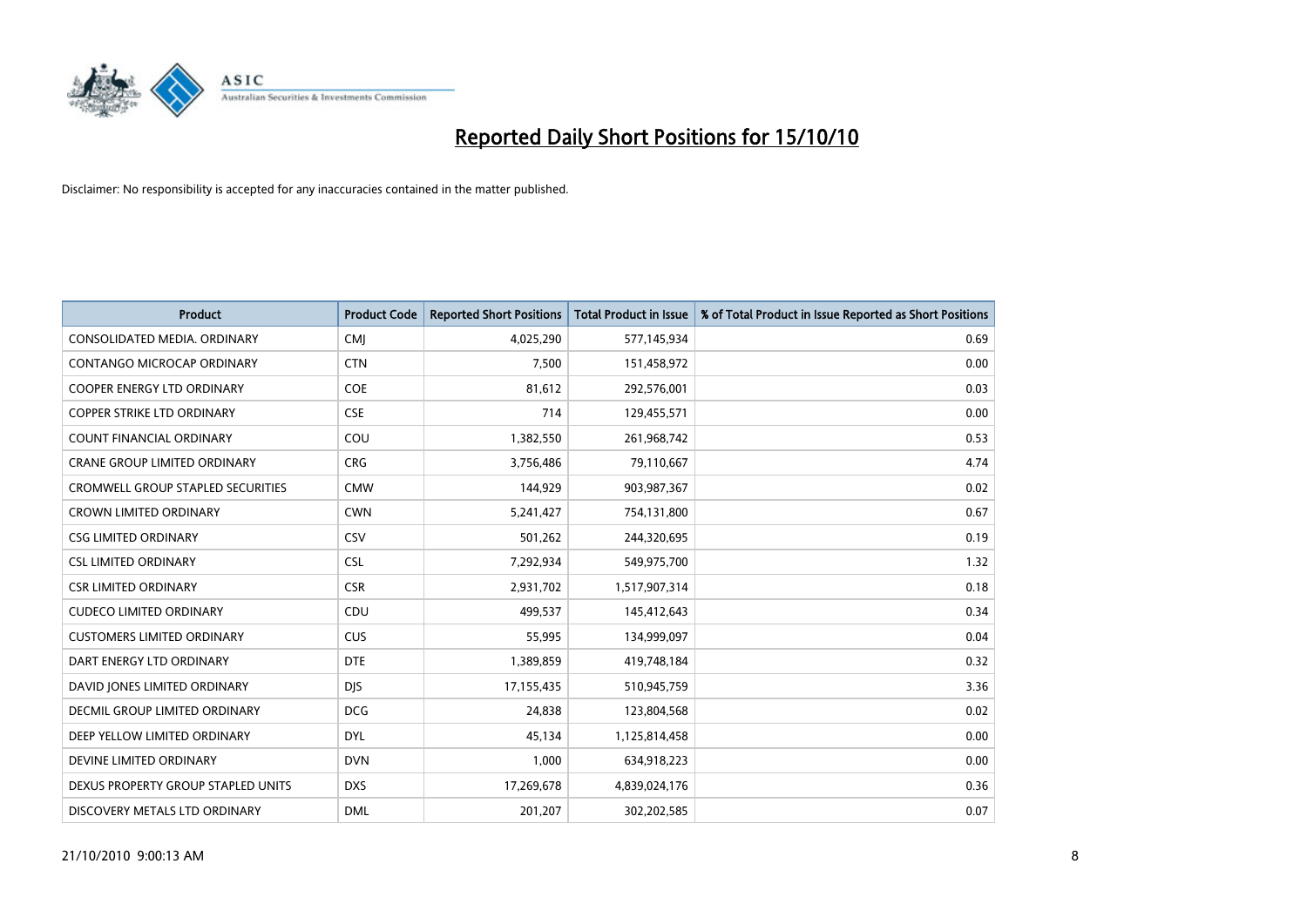# Reported Daily Short Positions for 15/10/10

Disclaimer: No responsibility is accepted for any inaccuracies contained in the matter published.

| Product | Product Code | Reported Short Positions | Total Product in Issue | % of Total Product in Issue Reported as Short Positions |
|---|---|---|---|---|
| CONSOLIDATED MEDIA. ORDINARY | CMJ | 4,025,290 | 577,145,934 | 0.69 |
| CONTANGO MICROCAP ORDINARY | CTN | 7,500 | 151,458,972 | 0.00 |
| COOPER ENERGY LTD ORDINARY | COE | 81,612 | 292,576,001 | 0.03 |
| COPPER STRIKE LTD ORDINARY | CSE | 714 | 129,455,571 | 0.00 |
| COUNT FINANCIAL ORDINARY | COU | 1,382,550 | 261,968,742 | 0.53 |
| CRANE GROUP LIMITED ORDINARY | CRG | 3,756,486 | 79,110,667 | 4.74 |
| CROMWELL GROUP STAPLED SECURITIES | CMW | 144,929 | 903,987,367 | 0.02 |
| CROWN LIMITED ORDINARY | CWN | 5,241,427 | 754,131,800 | 0.67 |
| CSG LIMITED ORDINARY | CSV | 501,262 | 244,320,695 | 0.19 |
| CSL LIMITED ORDINARY | CSL | 7,292,934 | 549,975,700 | 1.32 |
| CSR LIMITED ORDINARY | CSR | 2,931,702 | 1,517,907,314 | 0.18 |
| CUDECO LIMITED ORDINARY | CDU | 499,537 | 145,412,643 | 0.34 |
| CUSTOMERS LIMITED ORDINARY | CUS | 55,995 | 134,999,097 | 0.04 |
| DART ENERGY LTD ORDINARY | DTE | 1,389,859 | 419,748,184 | 0.32 |
| DAVID JONES LIMITED ORDINARY | DJS | 17,155,435 | 510,945,759 | 3.36 |
| DECMIL GROUP LIMITED ORDINARY | DCG | 24,838 | 123,804,568 | 0.02 |
| DEEP YELLOW LIMITED ORDINARY | DYL | 45,134 | 1,125,814,458 | 0.00 |
| DEVINE LIMITED ORDINARY | DVN | 1,000 | 634,918,223 | 0.00 |
| DEXUS PROPERTY GROUP STAPLED UNITS | DXS | 17,269,678 | 4,839,024,176 | 0.36 |
| DISCOVERY METALS LTD ORDINARY | DML | 201,207 | 302,202,585 | 0.07 |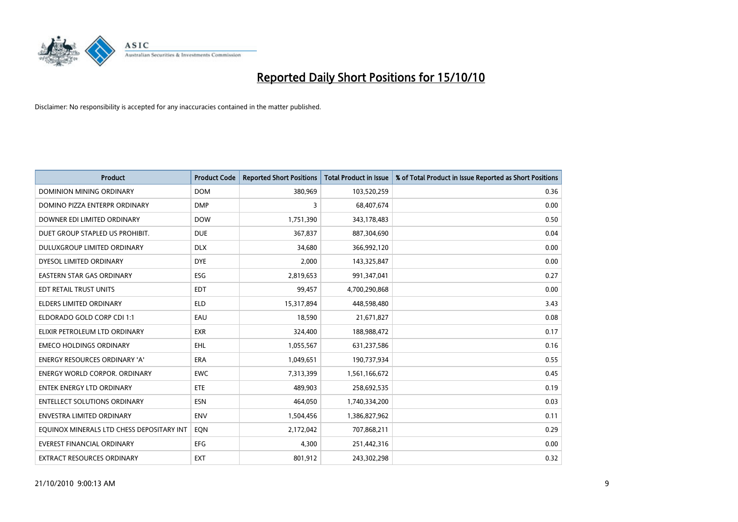# Reported Daily Short Positions for 15/10/10

Disclaimer: No responsibility is accepted for any inaccuracies contained in the matter published.

| Product | Product Code | Reported Short Positions | Total Product in Issue | % of Total Product in Issue Reported as Short Positions |
|---|---|---|---|---|
| DOMINION MINING ORDINARY | DOM | 380,969 | 103,520,259 | 0.36 |
| DOMINO PIZZA ENTERPR ORDINARY | DMP | 3 | 68,407,674 | 0.00 |
| DOWNER EDI LIMITED ORDINARY | DOW | 1,751,390 | 343,178,483 | 0.50 |
| DUET GROUP STAPLED US PROHIBIT. | DUE | 367,837 | 887,304,690 | 0.04 |
| DULUXGROUP LIMITED ORDINARY | DLX | 34,680 | 366,992,120 | 0.00 |
| DYESOL LIMITED ORDINARY | DYE | 2,000 | 143,325,847 | 0.00 |
| EASTERN STAR GAS ORDINARY | ESG | 2,819,653 | 991,347,041 | 0.27 |
| EDT RETAIL TRUST UNITS | EDT | 99,457 | 4,700,290,868 | 0.00 |
| ELDERS LIMITED ORDINARY | ELD | 15,317,894 | 448,598,480 | 3.43 |
| ELDORADO GOLD CORP CDI 1:1 | EAU | 18,590 | 21,671,827 | 0.08 |
| ELIXIR PETROLEUM LTD ORDINARY | EXR | 324,400 | 188,988,472 | 0.17 |
| EMECO HOLDINGS ORDINARY | EHL | 1,055,567 | 631,237,586 | 0.16 |
| ENERGY RESOURCES ORDINARY 'A' | ERA | 1,049,651 | 190,737,934 | 0.55 |
| ENERGY WORLD CORPOR. ORDINARY | EWC | 7,313,399 | 1,561,166,672 | 0.45 |
| ENTEK ENERGY LTD ORDINARY | ETE | 489,903 | 258,692,535 | 0.19 |
| ENTELLECT SOLUTIONS ORDINARY | ESN | 464,050 | 1,740,334,200 | 0.03 |
| ENVESTRA LIMITED ORDINARY | ENV | 1,504,456 | 1,386,827,962 | 0.11 |
| EQUINOX MINERALS LTD CHESS DEPOSITARY INT | EQN | 2,172,042 | 707,868,211 | 0.29 |
| EVEREST FINANCIAL ORDINARY | EFG | 4,300 | 251,442,316 | 0.00 |
| EXTRACT RESOURCES ORDINARY | EXT | 801,912 | 243,302,298 | 0.32 |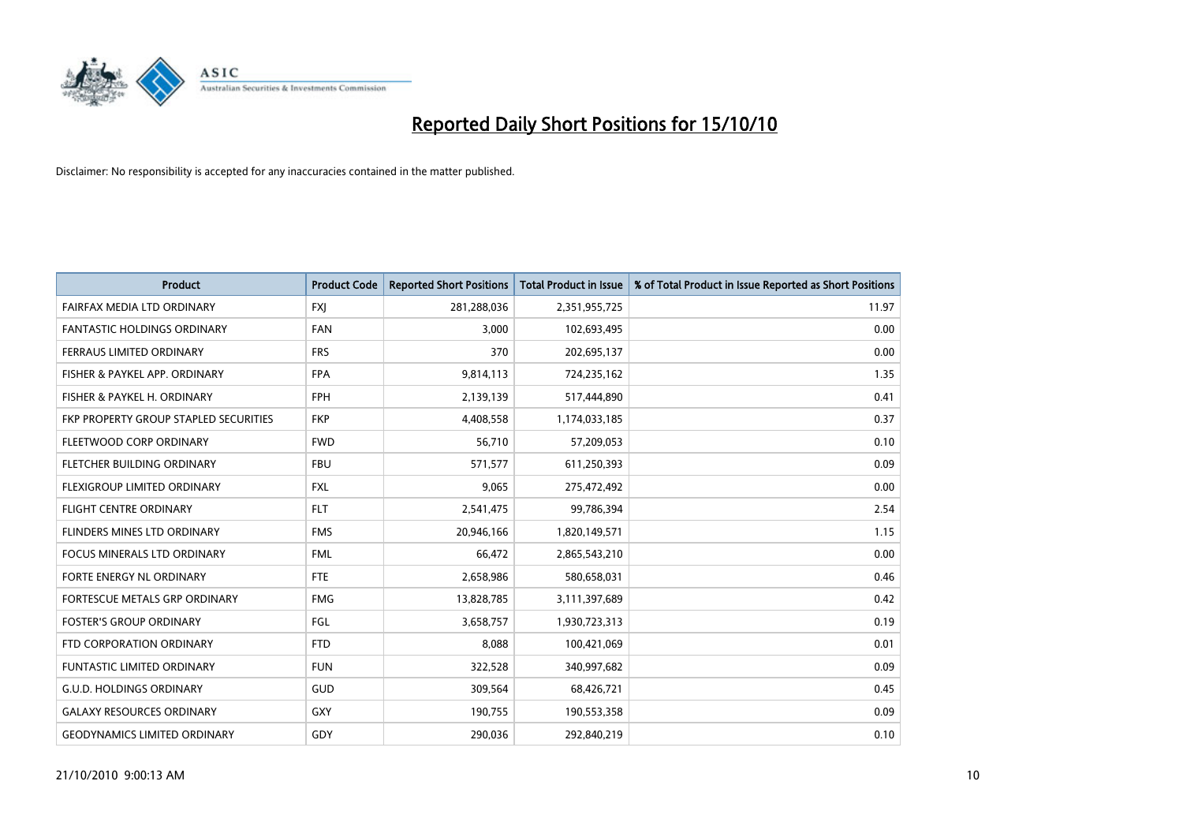# Reported Daily Short Positions for 15/10/10

Disclaimer: No responsibility is accepted for any inaccuracies contained in the matter published.

| Product | Product Code | Reported Short Positions | Total Product in Issue | % of Total Product in Issue Reported as Short Positions |
|---|---|---|---|---|
| FAIRFAX MEDIA LTD ORDINARY | FXJ | 281,288,036 | 2,351,955,725 | 11.97 |
| FANTASTIC HOLDINGS ORDINARY | FAN | 3,000 | 102,693,495 | 0.00 |
| FERRAUS LIMITED ORDINARY | FRS | 370 | 202,695,137 | 0.00 |
| FISHER & PAYKEL APP. ORDINARY | FPA | 9,814,113 | 724,235,162 | 1.35 |
| FISHER & PAYKEL H. ORDINARY | FPH | 2,139,139 | 517,444,890 | 0.41 |
| FKP PROPERTY GROUP STAPLED SECURITIES | FKP | 4,408,558 | 1,174,033,185 | 0.37 |
| FLEETWOOD CORP ORDINARY | FWD | 56,710 | 57,209,053 | 0.10 |
| FLETCHER BUILDING ORDINARY | FBU | 571,577 | 611,250,393 | 0.09 |
| FLEXIGROUP LIMITED ORDINARY | FXL | 9,065 | 275,472,492 | 0.00 |
| FLIGHT CENTRE ORDINARY | FLT | 2,541,475 | 99,786,394 | 2.54 |
| FLINDERS MINES LTD ORDINARY | FMS | 20,946,166 | 1,820,149,571 | 1.15 |
| FOCUS MINERALS LTD ORDINARY | FML | 66,472 | 2,865,543,210 | 0.00 |
| FORTE ENERGY NL ORDINARY | FTE | 2,658,986 | 580,658,031 | 0.46 |
| FORTESCUE METALS GRP ORDINARY | FMG | 13,828,785 | 3,111,397,689 | 0.42 |
| FOSTER'S GROUP ORDINARY | FGL | 3,658,757 | 1,930,723,313 | 0.19 |
| FTD CORPORATION ORDINARY | FTD | 8,088 | 100,421,069 | 0.01 |
| FUNTASTIC LIMITED ORDINARY | FUN | 322,528 | 340,997,682 | 0.09 |
| G.U.D. HOLDINGS ORDINARY | GUD | 309,564 | 68,426,721 | 0.45 |
| GALAXY RESOURCES ORDINARY | GXY | 190,755 | 190,553,358 | 0.09 |
| GEODYNAMICS LIMITED ORDINARY | GDY | 290,036 | 292,840,219 | 0.10 |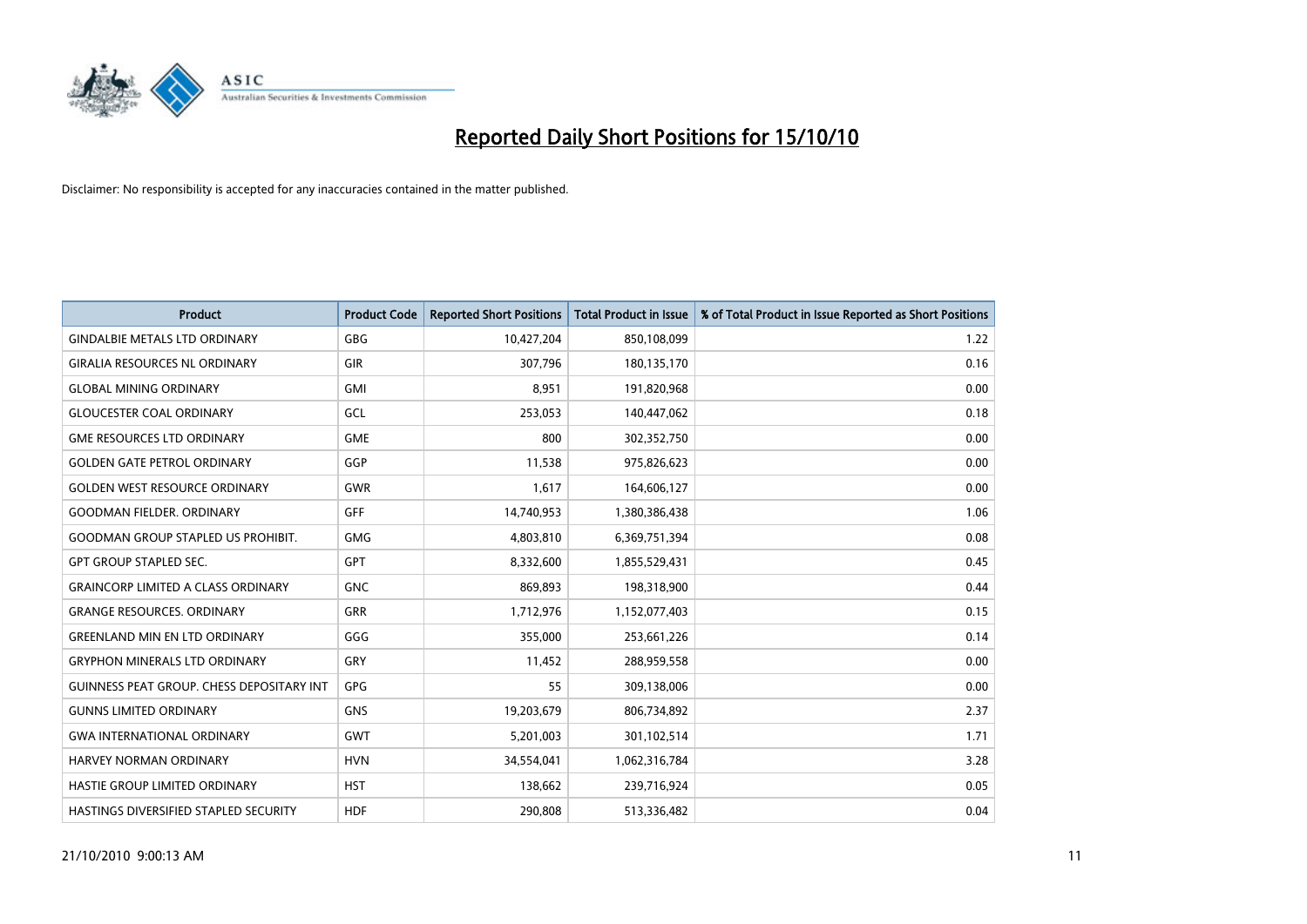# Reported Daily Short Positions for 15/10/10

Disclaimer: No responsibility is accepted for any inaccuracies contained in the matter published.

| Product | Product Code | Reported Short Positions | Total Product in Issue | % of Total Product in Issue Reported as Short Positions |
|---|---|---|---|---|
| GINDALBIE METALS LTD ORDINARY | GBG | 10,427,204 | 850,108,099 | 1.22 |
| GIRALIA RESOURCES NL ORDINARY | GIR | 307,796 | 180,135,170 | 0.16 |
| GLOBAL MINING ORDINARY | GMI | 8,951 | 191,820,968 | 0.00 |
| GLOUCESTER COAL ORDINARY | GCL | 253,053 | 140,447,062 | 0.18 |
| GME RESOURCES LTD ORDINARY | GME | 800 | 302,352,750 | 0.00 |
| GOLDEN GATE PETROL ORDINARY | GGP | 11,538 | 975,826,623 | 0.00 |
| GOLDEN WEST RESOURCE ORDINARY | GWR | 1,617 | 164,606,127 | 0.00 |
| GOODMAN FIELDER. ORDINARY | GFF | 14,740,953 | 1,380,386,438 | 1.06 |
| GOODMAN GROUP STAPLED US PROHIBIT. | GMG | 4,803,810 | 6,369,751,394 | 0.08 |
| GPT GROUP STAPLED SEC. | GPT | 8,332,600 | 1,855,529,431 | 0.45 |
| GRAINCORP LIMITED A CLASS ORDINARY | GNC | 869,893 | 198,318,900 | 0.44 |
| GRANGE RESOURCES. ORDINARY | GRR | 1,712,976 | 1,152,077,403 | 0.15 |
| GREENLAND MIN EN LTD ORDINARY | GGG | 355,000 | 253,661,226 | 0.14 |
| GRYPHON MINERALS LTD ORDINARY | GRY | 11,452 | 288,959,558 | 0.00 |
| GUINNESS PEAT GROUP. CHESS DEPOSITARY INT | GPG | 55 | 309,138,006 | 0.00 |
| GUNNS LIMITED ORDINARY | GNS | 19,203,679 | 806,734,892 | 2.37 |
| GWA INTERNATIONAL ORDINARY | GWT | 5,201,003 | 301,102,514 | 1.71 |
| HARVEY NORMAN ORDINARY | HVN | 34,554,041 | 1,062,316,784 | 3.28 |
| HASTIE GROUP LIMITED ORDINARY | HST | 138,662 | 239,716,924 | 0.05 |
| HASTINGS DIVERSIFIED STAPLED SECURITY | HDF | 290,808 | 513,336,482 | 0.04 |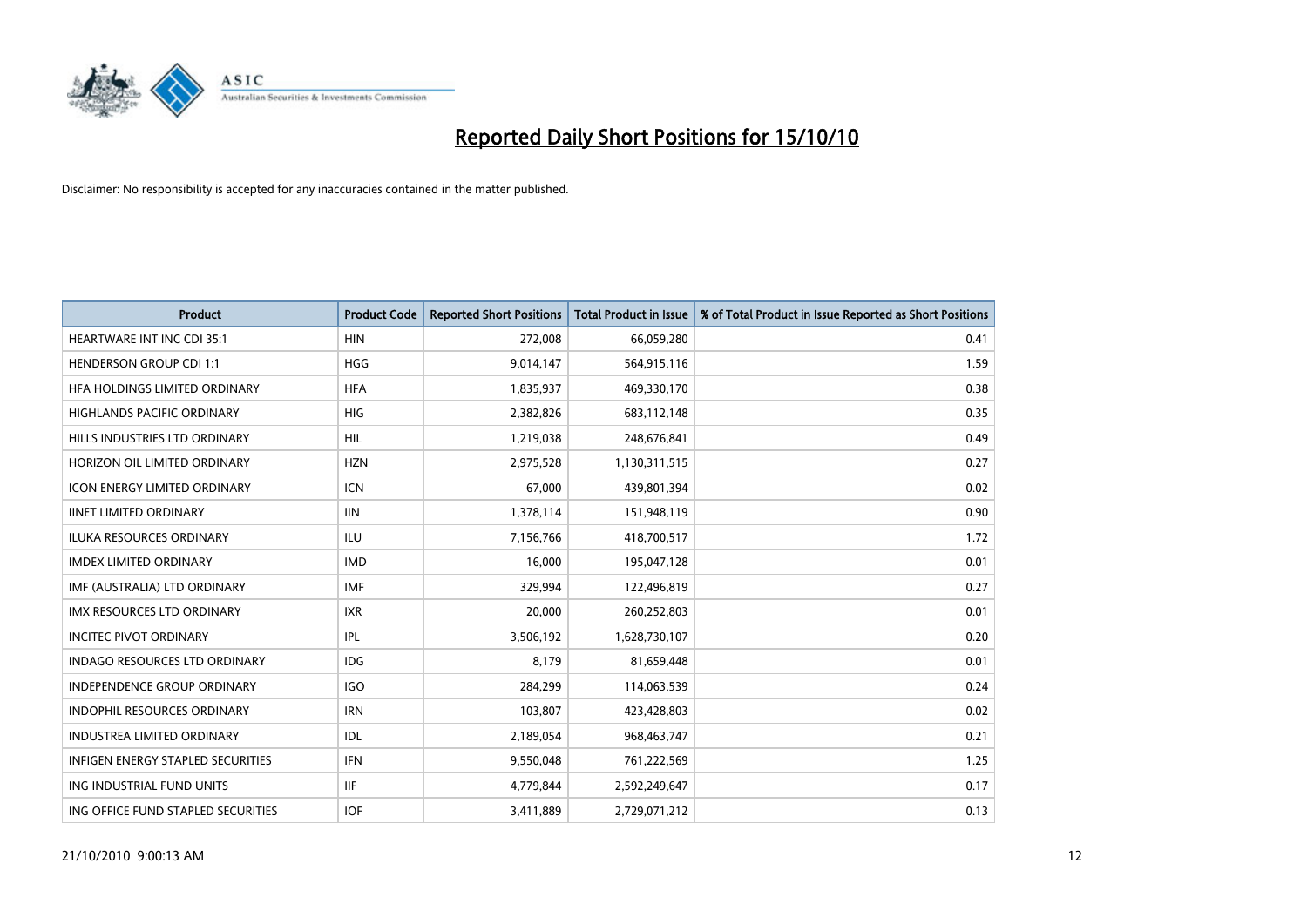# Reported Daily Short Positions for 15/10/10

Disclaimer: No responsibility is accepted for any inaccuracies contained in the matter published.

| Product | Product Code | Reported Short Positions | Total Product in Issue | % of Total Product in Issue Reported as Short Positions |
|---|---|---|---|---|
| HEARTWARE INT INC CDI 35:1 | HIN | 272,008 | 66,059,280 | 0.41 |
| HENDERSON GROUP CDI 1:1 | HGG | 9,014,147 | 564,915,116 | 1.59 |
| HFA HOLDINGS LIMITED ORDINARY | HFA | 1,835,937 | 469,330,170 | 0.38 |
| HIGHLANDS PACIFIC ORDINARY | HIG | 2,382,826 | 683,112,148 | 0.35 |
| HILLS INDUSTRIES LTD ORDINARY | HIL | 1,219,038 | 248,676,841 | 0.49 |
| HORIZON OIL LIMITED ORDINARY | HZN | 2,975,528 | 1,130,311,515 | 0.27 |
| ICON ENERGY LIMITED ORDINARY | ICN | 67,000 | 439,801,394 | 0.02 |
| IINET LIMITED ORDINARY | IIN | 1,378,114 | 151,948,119 | 0.90 |
| ILUKA RESOURCES ORDINARY | ILU | 7,156,766 | 418,700,517 | 1.72 |
| IMDEX LIMITED ORDINARY | IMD | 16,000 | 195,047,128 | 0.01 |
| IMF (AUSTRALIA) LTD ORDINARY | IMF | 329,994 | 122,496,819 | 0.27 |
| IMX RESOURCES LTD ORDINARY | IXR | 20,000 | 260,252,803 | 0.01 |
| INCITEC PIVOT ORDINARY | IPL | 3,506,192 | 1,628,730,107 | 0.20 |
| INDAGO RESOURCES LTD ORDINARY | IDG | 8,179 | 81,659,448 | 0.01 |
| INDEPENDENCE GROUP ORDINARY | IGO | 284,299 | 114,063,539 | 0.24 |
| INDOPHIL RESOURCES ORDINARY | IRN | 103,807 | 423,428,803 | 0.02 |
| INDUSTREA LIMITED ORDINARY | IDL | 2,189,054 | 968,463,747 | 0.21 |
| INFIGEN ENERGY STAPLED SECURITIES | IFN | 9,550,048 | 761,222,569 | 1.25 |
| ING INDUSTRIAL FUND UNITS | IIF | 4,779,844 | 2,592,249,647 | 0.17 |
| ING OFFICE FUND STAPLED SECURITIES | IOF | 3,411,889 | 2,729,071,212 | 0.13 |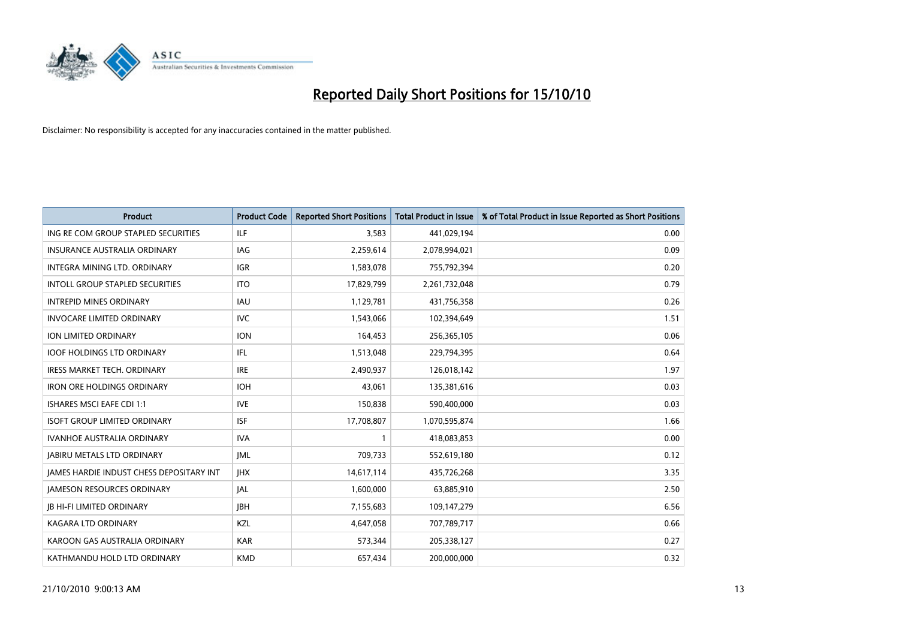# Reported Daily Short Positions for 15/10/10

Disclaimer: No responsibility is accepted for any inaccuracies contained in the matter published.

| Product | Product Code | Reported Short Positions | Total Product in Issue | % of Total Product in Issue Reported as Short Positions |
|---|---|---|---|---|
| ING RE COM GROUP STAPLED SECURITIES | ILF | 3,583 | 441,029,194 | 0.00 |
| INSURANCE AUSTRALIA ORDINARY | IAG | 2,259,614 | 2,078,994,021 | 0.09 |
| INTEGRA MINING LTD. ORDINARY | IGR | 1,583,078 | 755,792,394 | 0.20 |
| INTOLL GROUP STAPLED SECURITIES | ITO | 17,829,799 | 2,261,732,048 | 0.79 |
| INTREPID MINES ORDINARY | IAU | 1,129,781 | 431,756,358 | 0.26 |
| INVOCARE LIMITED ORDINARY | IVC | 1,543,066 | 102,394,649 | 1.51 |
| ION LIMITED ORDINARY | ION | 164,453 | 256,365,105 | 0.06 |
| IOOF HOLDINGS LTD ORDINARY | IFL | 1,513,048 | 229,794,395 | 0.64 |
| IRESS MARKET TECH. ORDINARY | IRE | 2,490,937 | 126,018,142 | 1.97 |
| IRON ORE HOLDINGS ORDINARY | IOH | 43,061 | 135,381,616 | 0.03 |
| ISHARES MSCI EAFE CDI 1:1 | IVE | 150,838 | 590,400,000 | 0.03 |
| ISOFT GROUP LIMITED ORDINARY | ISF | 17,708,807 | 1,070,595,874 | 1.66 |
| IVANHOE AUSTRALIA ORDINARY | IVA | 1 | 418,083,853 | 0.00 |
| JABIRU METALS LTD ORDINARY | JML | 709,733 | 552,619,180 | 0.12 |
| JAMES HARDIE INDUST CHESS DEPOSITARY INT | JHX | 14,617,114 | 435,726,268 | 3.35 |
| JAMESON RESOURCES ORDINARY | JAL | 1,600,000 | 63,885,910 | 2.50 |
| JB HI-FI LIMITED ORDINARY | JBH | 7,155,683 | 109,147,279 | 6.56 |
| KAGARA LTD ORDINARY | KZL | 4,647,058 | 707,789,717 | 0.66 |
| KAROON GAS AUSTRALIA ORDINARY | KAR | 573,344 | 205,338,127 | 0.27 |
| KATHMANDU HOLD LTD ORDINARY | KMD | 657,434 | 200,000,000 | 0.32 |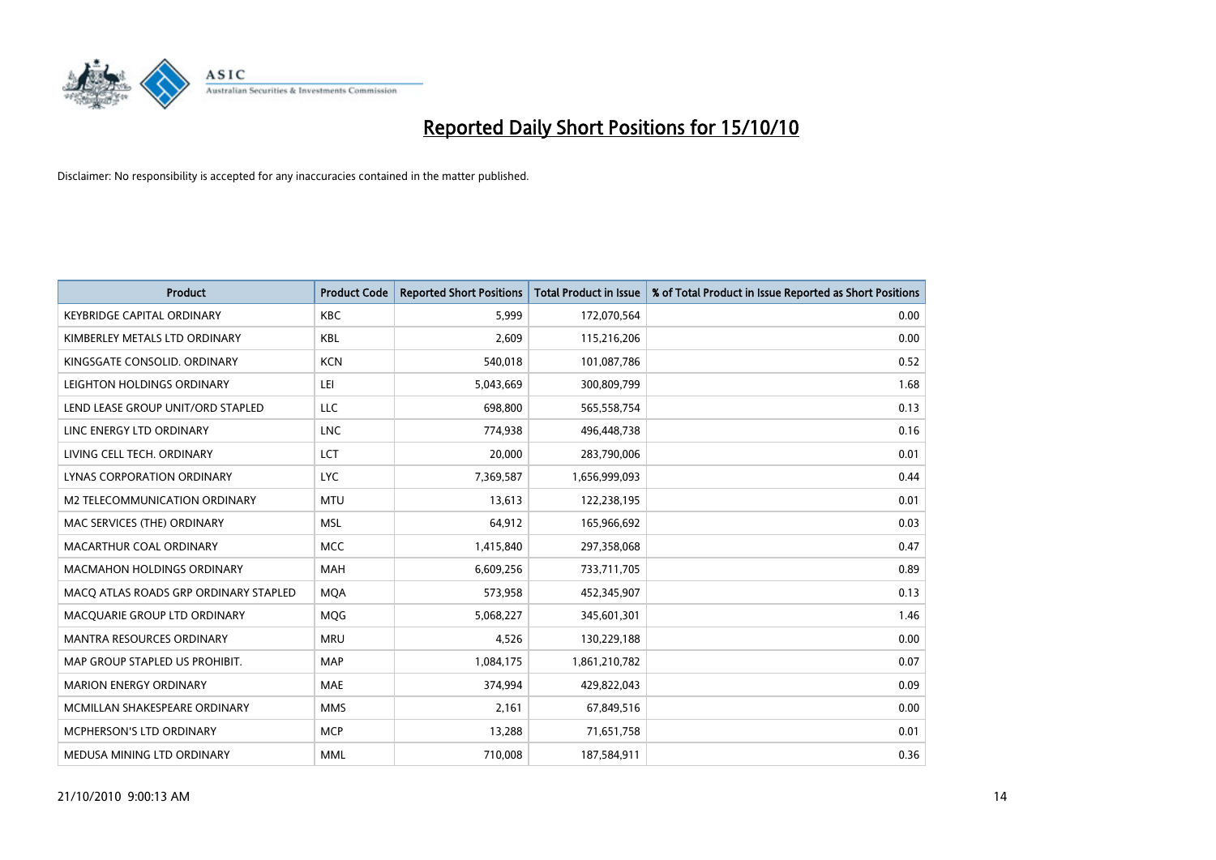# Reported Daily Short Positions for 15/10/10

Disclaimer: No responsibility is accepted for any inaccuracies contained in the matter published.

| Product | Product Code | Reported Short Positions | Total Product in Issue | % of Total Product in Issue Reported as Short Positions |
|---|---|---|---|---|
| KEYBRIDGE CAPITAL ORDINARY | KBC | 5,999 | 172,070,564 | 0.00 |
| KIMBERLEY METALS LTD ORDINARY | KBL | 2,609 | 115,216,206 | 0.00 |
| KINGSGATE CONSOLID. ORDINARY | KCN | 540,018 | 101,087,786 | 0.52 |
| LEIGHTON HOLDINGS ORDINARY | LEI | 5,043,669 | 300,809,799 | 1.68 |
| LEND LEASE GROUP UNIT/ORD STAPLED | LLC | 698,800 | 565,558,754 | 0.13 |
| LINC ENERGY LTD ORDINARY | LNC | 774,938 | 496,448,738 | 0.16 |
| LIVING CELL TECH. ORDINARY | LCT | 20,000 | 283,790,006 | 0.01 |
| LYNAS CORPORATION ORDINARY | LYC | 7,369,587 | 1,656,999,093 | 0.44 |
| M2 TELECOMMUNICATION ORDINARY | MTU | 13,613 | 122,238,195 | 0.01 |
| MAC SERVICES (THE) ORDINARY | MSL | 64,912 | 165,966,692 | 0.03 |
| MACARTHUR COAL ORDINARY | MCC | 1,415,840 | 297,358,068 | 0.47 |
| MACMAHON HOLDINGS ORDINARY | MAH | 6,609,256 | 733,711,705 | 0.89 |
| MACQ ATLAS ROADS GRP ORDINARY STAPLED | MQA | 573,958 | 452,345,907 | 0.13 |
| MACQUARIE GROUP LTD ORDINARY | MQG | 5,068,227 | 345,601,301 | 1.46 |
| MANTRA RESOURCES ORDINARY | MRU | 4,526 | 130,229,188 | 0.00 |
| MAP GROUP STAPLED US PROHIBIT. | MAP | 1,084,175 | 1,861,210,782 | 0.07 |
| MARION ENERGY ORDINARY | MAE | 374,994 | 429,822,043 | 0.09 |
| MCMILLAN SHAKESPEARE ORDINARY | MMS | 2,161 | 67,849,516 | 0.00 |
| MCPHERSON'S LTD ORDINARY | MCP | 13,288 | 71,651,758 | 0.01 |
| MEDUSA MINING LTD ORDINARY | MML | 710,008 | 187,584,911 | 0.36 |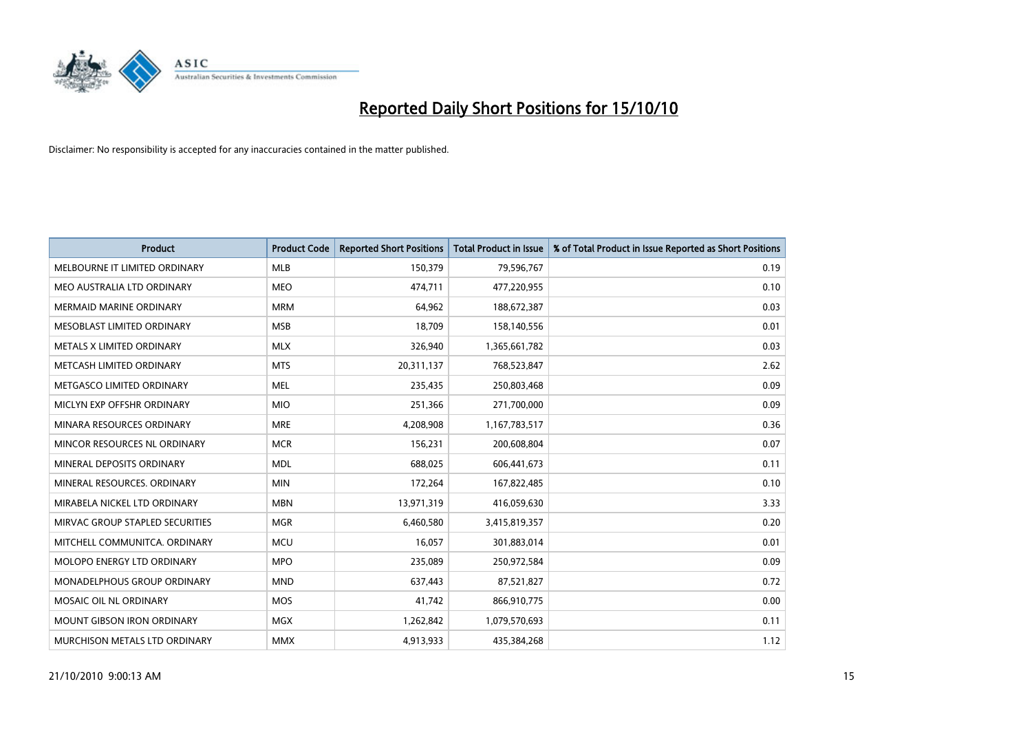# Reported Daily Short Positions for 15/10/10

Disclaimer: No responsibility is accepted for any inaccuracies contained in the matter published.

| Product | Product Code | Reported Short Positions | Total Product in Issue | % of Total Product in Issue Reported as Short Positions |
|---|---|---|---|---|
| MELBOURNE IT LIMITED ORDINARY | MLB | 150,379 | 79,596,767 | 0.19 |
| MEO AUSTRALIA LTD ORDINARY | MEO | 474,711 | 477,220,955 | 0.10 |
| MERMAID MARINE ORDINARY | MRM | 64,962 | 188,672,387 | 0.03 |
| MESOBLAST LIMITED ORDINARY | MSB | 18,709 | 158,140,556 | 0.01 |
| METALS X LIMITED ORDINARY | MLX | 326,940 | 1,365,661,782 | 0.03 |
| METCASH LIMITED ORDINARY | MTS | 20,311,137 | 768,523,847 | 2.62 |
| METGASCO LIMITED ORDINARY | MEL | 235,435 | 250,803,468 | 0.09 |
| MICLYN EXP OFFSHR ORDINARY | MIO | 251,366 | 271,700,000 | 0.09 |
| MINARA RESOURCES ORDINARY | MRE | 4,208,908 | 1,167,783,517 | 0.36 |
| MINCOR RESOURCES NL ORDINARY | MCR | 156,231 | 200,608,804 | 0.07 |
| MINERAL DEPOSITS ORDINARY | MDL | 688,025 | 606,441,673 | 0.11 |
| MINERAL RESOURCES. ORDINARY | MIN | 172,264 | 167,822,485 | 0.10 |
| MIRABELA NICKEL LTD ORDINARY | MBN | 13,971,319 | 416,059,630 | 3.33 |
| MIRVAC GROUP STAPLED SECURITIES | MGR | 6,460,580 | 3,415,819,357 | 0.20 |
| MITCHELL COMMUNITCA. ORDINARY | MCU | 16,057 | 301,883,014 | 0.01 |
| MOLOPO ENERGY LTD ORDINARY | MPO | 235,089 | 250,972,584 | 0.09 |
| MONADELPHOUS GROUP ORDINARY | MND | 637,443 | 87,521,827 | 0.72 |
| MOSAIC OIL NL ORDINARY | MOS | 41,742 | 866,910,775 | 0.00 |
| MOUNT GIBSON IRON ORDINARY | MGX | 1,262,842 | 1,079,570,693 | 0.11 |
| MURCHISON METALS LTD ORDINARY | MMX | 4,913,933 | 435,384,268 | 1.12 |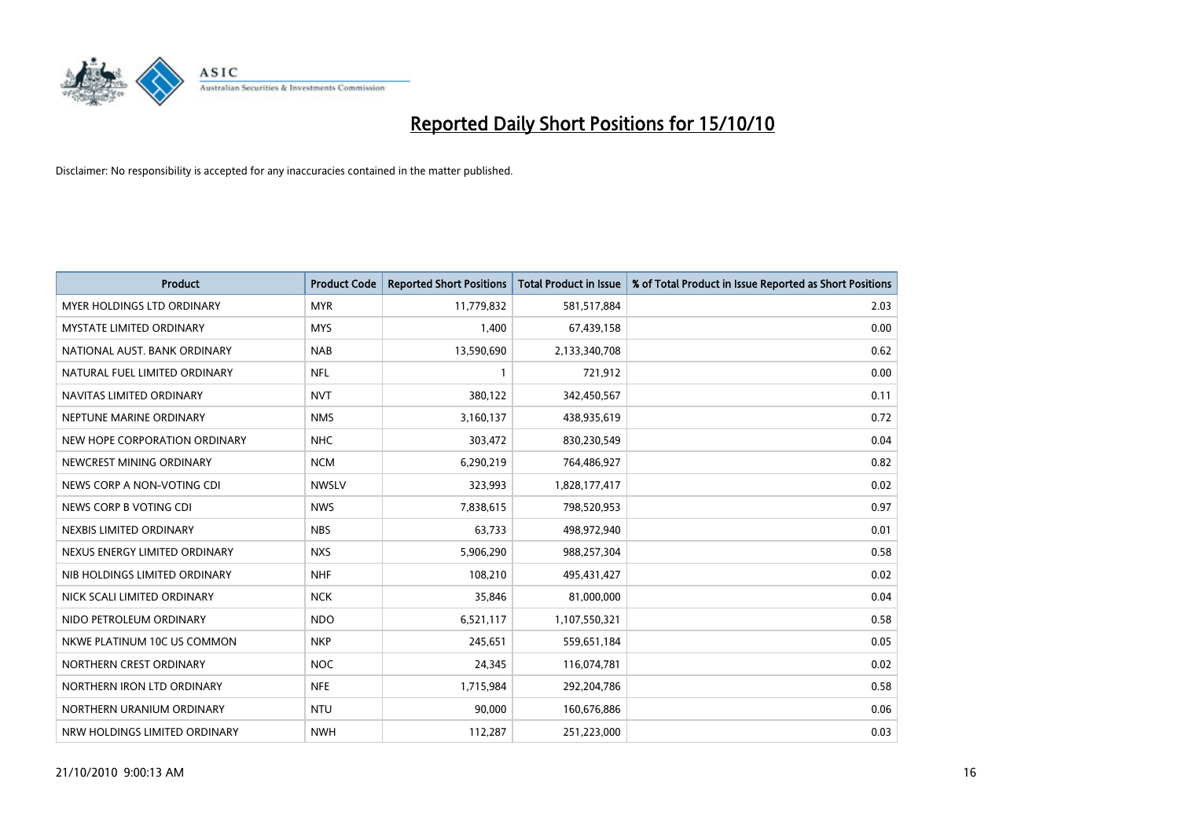# Reported Daily Short Positions for 15/10/10

Disclaimer: No responsibility is accepted for any inaccuracies contained in the matter published.

| Product | Product Code | Reported Short Positions | Total Product in Issue | % of Total Product in Issue Reported as Short Positions |
|---|---|---|---|---|
| MYER HOLDINGS LTD ORDINARY | MYR | 11,779,832 | 581,517,884 | 2.03 |
| MYSTATE LIMITED ORDINARY | MYS | 1,400 | 67,439,158 | 0.00 |
| NATIONAL AUST. BANK ORDINARY | NAB | 13,590,690 | 2,133,340,708 | 0.62 |
| NATURAL FUEL LIMITED ORDINARY | NFL | 1 | 721,912 | 0.00 |
| NAVITAS LIMITED ORDINARY | NVT | 380,122 | 342,450,567 | 0.11 |
| NEPTUNE MARINE ORDINARY | NMS | 3,160,137 | 438,935,619 | 0.72 |
| NEW HOPE CORPORATION ORDINARY | NHC | 303,472 | 830,230,549 | 0.04 |
| NEWCREST MINING ORDINARY | NCM | 6,290,219 | 764,486,927 | 0.82 |
| NEWS CORP A NON-VOTING CDI | NWSLV | 323,993 | 1,828,177,417 | 0.02 |
| NEWS CORP B VOTING CDI | NWS | 7,838,615 | 798,520,953 | 0.97 |
| NEXBIS LIMITED ORDINARY | NBS | 63,733 | 498,972,940 | 0.01 |
| NEXUS ENERGY LIMITED ORDINARY | NXS | 5,906,290 | 988,257,304 | 0.58 |
| NIB HOLDINGS LIMITED ORDINARY | NHF | 108,210 | 495,431,427 | 0.02 |
| NICK SCALI LIMITED ORDINARY | NCK | 35,846 | 81,000,000 | 0.04 |
| NIDO PETROLEUM ORDINARY | NDO | 6,521,117 | 1,107,550,321 | 0.58 |
| NKWE PLATINUM 10C US COMMON | NKP | 245,651 | 559,651,184 | 0.05 |
| NORTHERN CREST ORDINARY | NOC | 24,345 | 116,074,781 | 0.02 |
| NORTHERN IRON LTD ORDINARY | NFE | 1,715,984 | 292,204,786 | 0.58 |
| NORTHERN URANIUM ORDINARY | NTU | 90,000 | 160,676,886 | 0.06 |
| NRW HOLDINGS LIMITED ORDINARY | NWH | 112,287 | 251,223,000 | 0.03 |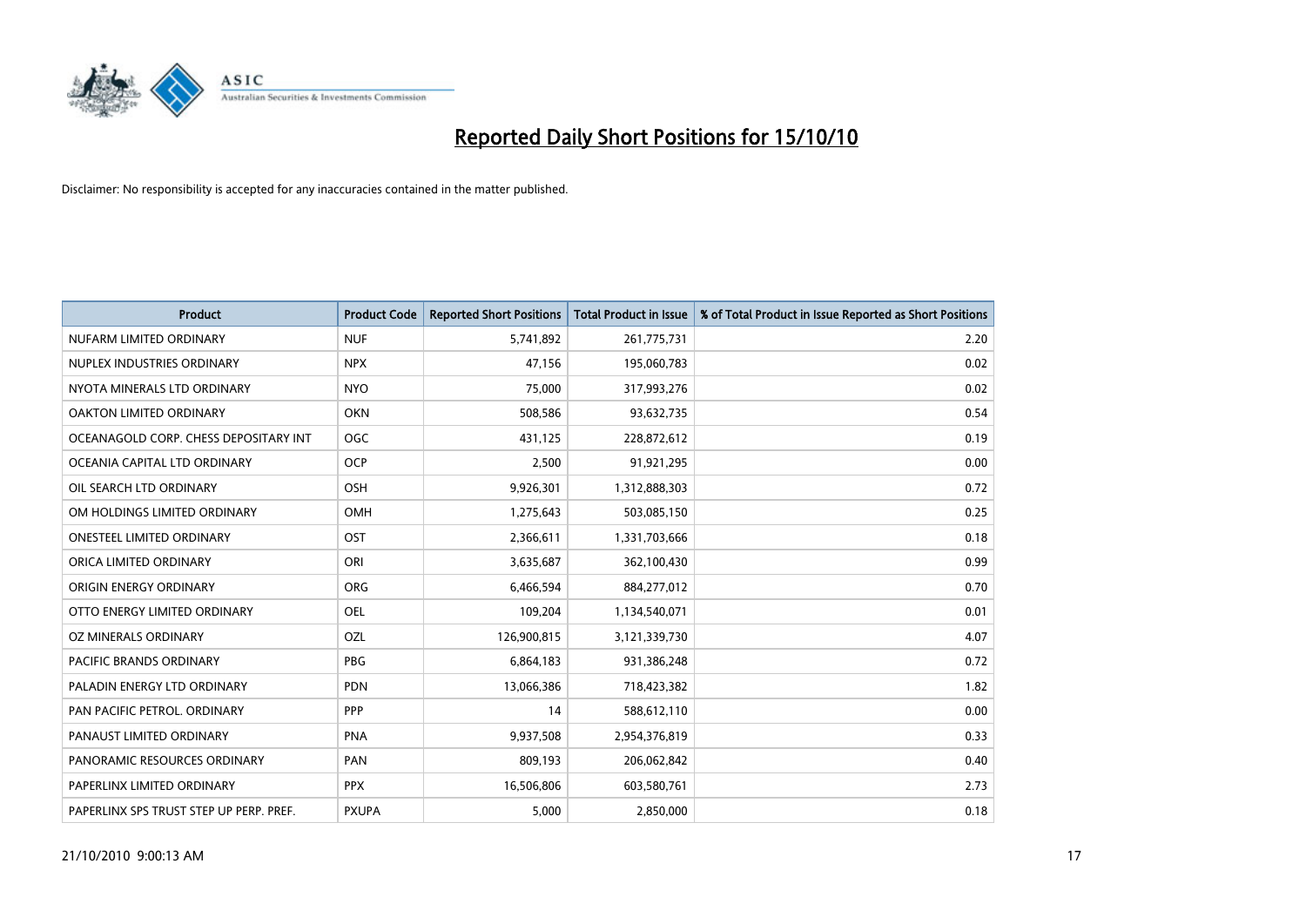# Reported Daily Short Positions for 15/10/10

Disclaimer: No responsibility is accepted for any inaccuracies contained in the matter published.

| Product | Product Code | Reported Short Positions | Total Product in Issue | % of Total Product in Issue Reported as Short Positions |
|---|---|---|---|---|
| NUFARM LIMITED ORDINARY | NUF | 5,741,892 | 261,775,731 | 2.20 |
| NUPLEX INDUSTRIES ORDINARY | NPX | 47,156 | 195,060,783 | 0.02 |
| NYOTA MINERALS LTD ORDINARY | NYO | 75,000 | 317,993,276 | 0.02 |
| OAKTON LIMITED ORDINARY | OKN | 508,586 | 93,632,735 | 0.54 |
| OCEANAGOLD CORP. CHESS DEPOSITARY INT | OGC | 431,125 | 228,872,612 | 0.19 |
| OCEANIA CAPITAL LTD ORDINARY | OCP | 2,500 | 91,921,295 | 0.00 |
| OIL SEARCH LTD ORDINARY | OSH | 9,926,301 | 1,312,888,303 | 0.72 |
| OM HOLDINGS LIMITED ORDINARY | OMH | 1,275,643 | 503,085,150 | 0.25 |
| ONESTEEL LIMITED ORDINARY | OST | 2,366,611 | 1,331,703,666 | 0.18 |
| ORICA LIMITED ORDINARY | ORI | 3,635,687 | 362,100,430 | 0.99 |
| ORIGIN ENERGY ORDINARY | ORG | 6,466,594 | 884,277,012 | 0.70 |
| OTTO ENERGY LIMITED ORDINARY | OEL | 109,204 | 1,134,540,071 | 0.01 |
| OZ MINERALS ORDINARY | OZL | 126,900,815 | 3,121,339,730 | 4.07 |
| PACIFIC BRANDS ORDINARY | PBG | 6,864,183 | 931,386,248 | 0.72 |
| PALADIN ENERGY LTD ORDINARY | PDN | 13,066,386 | 718,423,382 | 1.82 |
| PAN PACIFIC PETROL. ORDINARY | PPP | 14 | 588,612,110 | 0.00 |
| PANAUST LIMITED ORDINARY | PNA | 9,937,508 | 2,954,376,819 | 0.33 |
| PANORAMIC RESOURCES ORDINARY | PAN | 809,193 | 206,062,842 | 0.40 |
| PAPERLINX LIMITED ORDINARY | PPX | 16,506,806 | 603,580,761 | 2.73 |
| PAPERLINX SPS TRUST STEP UP PERP. PREF. | PXUPA | 5,000 | 2,850,000 | 0.18 |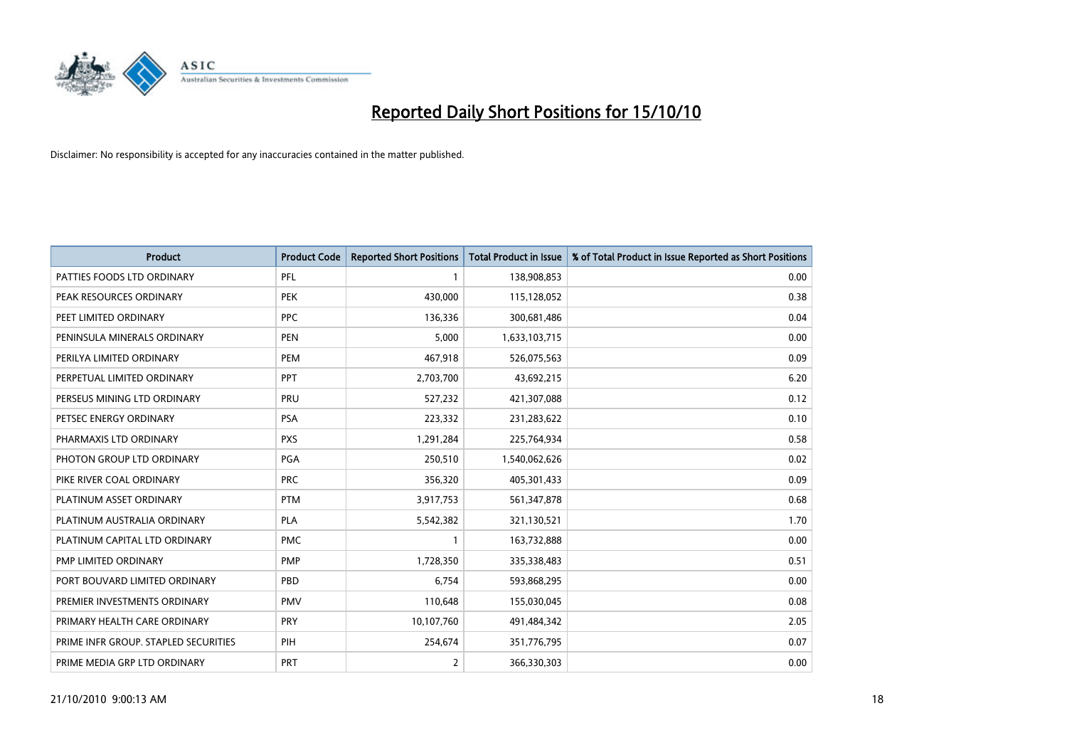# Reported Daily Short Positions for 15/10/10

Disclaimer: No responsibility is accepted for any inaccuracies contained in the matter published.

| Product | Product Code | Reported Short Positions | Total Product in Issue | % of Total Product in Issue Reported as Short Positions |
|---|---|---|---|---|
| PATTIES FOODS LTD ORDINARY | PFL | 1 | 138,908,853 | 0.00 |
| PEAK RESOURCES ORDINARY | PEK | 430,000 | 115,128,052 | 0.38 |
| PEET LIMITED ORDINARY | PPC | 136,336 | 300,681,486 | 0.04 |
| PENINSULA MINERALS ORDINARY | PEN | 5,000 | 1,633,103,715 | 0.00 |
| PERILYA LIMITED ORDINARY | PEM | 467,918 | 526,075,563 | 0.09 |
| PERPETUAL LIMITED ORDINARY | PPT | 2,703,700 | 43,692,215 | 6.20 |
| PERSEUS MINING LTD ORDINARY | PRU | 527,232 | 421,307,088 | 0.12 |
| PETSEC ENERGY ORDINARY | PSA | 223,332 | 231,283,622 | 0.10 |
| PHARMAXIS LTD ORDINARY | PXS | 1,291,284 | 225,764,934 | 0.58 |
| PHOTON GROUP LTD ORDINARY | PGA | 250,510 | 1,540,062,626 | 0.02 |
| PIKE RIVER COAL ORDINARY | PRC | 356,320 | 405,301,433 | 0.09 |
| PLATINUM ASSET ORDINARY | PTM | 3,917,753 | 561,347,878 | 0.68 |
| PLATINUM AUSTRALIA ORDINARY | PLA | 5,542,382 | 321,130,521 | 1.70 |
| PLATINUM CAPITAL LTD ORDINARY | PMC | 1 | 163,732,888 | 0.00 |
| PMP LIMITED ORDINARY | PMP | 1,728,350 | 335,338,483 | 0.51 |
| PORT BOUVARD LIMITED ORDINARY | PBD | 6,754 | 593,868,295 | 0.00 |
| PREMIER INVESTMENTS ORDINARY | PMV | 110,648 | 155,030,045 | 0.08 |
| PRIMARY HEALTH CARE ORDINARY | PRY | 10,107,760 | 491,484,342 | 2.05 |
| PRIME INFR GROUP. STAPLED SECURITIES | PIH | 254,674 | 351,776,795 | 0.07 |
| PRIME MEDIA GRP LTD ORDINARY | PRT | 2 | 366,330,303 | 0.00 |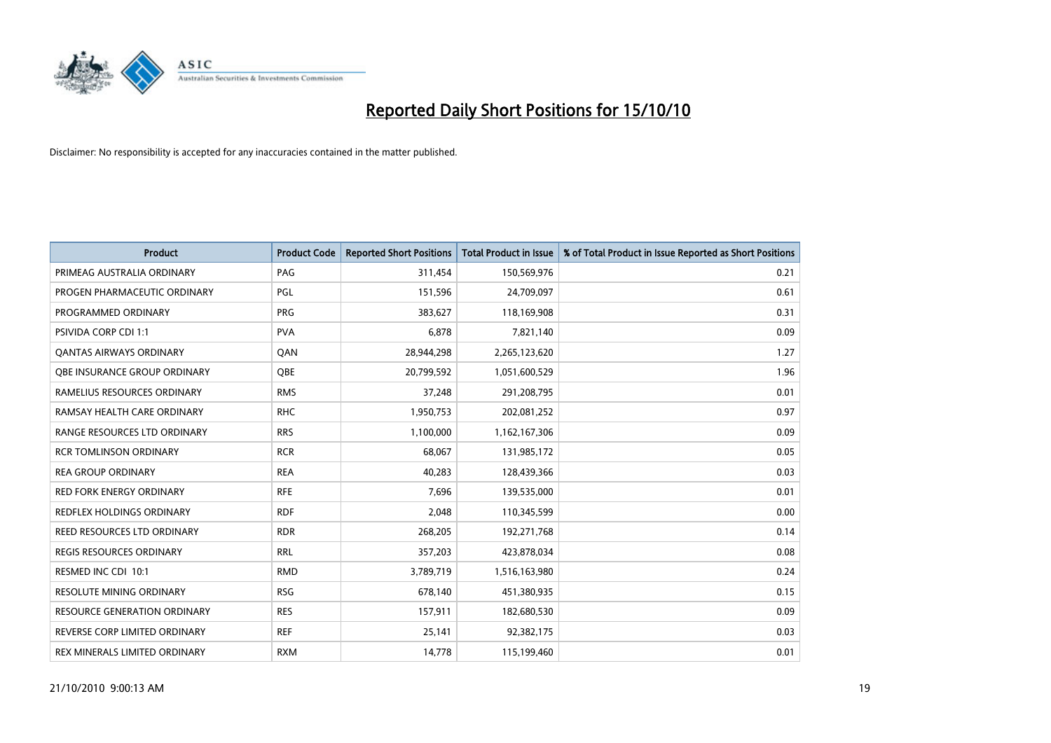# Reported Daily Short Positions for 15/10/10

Disclaimer: No responsibility is accepted for any inaccuracies contained in the matter published.

| Product | Product Code | Reported Short Positions | Total Product in Issue | % of Total Product in Issue Reported as Short Positions |
|---|---|---|---|---|
| PRIMEAG AUSTRALIA ORDINARY | PAG | 311,454 | 150,569,976 | 0.21 |
| PROGEN PHARMACEUTIC ORDINARY | PGL | 151,596 | 24,709,097 | 0.61 |
| PROGRAMMED ORDINARY | PRG | 383,627 | 118,169,908 | 0.31 |
| PSIVIDA CORP CDI 1:1 | PVA | 6,878 | 7,821,140 | 0.09 |
| QANTAS AIRWAYS ORDINARY | QAN | 28,944,298 | 2,265,123,620 | 1.27 |
| QBE INSURANCE GROUP ORDINARY | QBE | 20,799,592 | 1,051,600,529 | 1.96 |
| RAMELIUS RESOURCES ORDINARY | RMS | 37,248 | 291,208,795 | 0.01 |
| RAMSAY HEALTH CARE ORDINARY | RHC | 1,950,753 | 202,081,252 | 0.97 |
| RANGE RESOURCES LTD ORDINARY | RRS | 1,100,000 | 1,162,167,306 | 0.09 |
| RCR TOMLINSON ORDINARY | RCR | 68,067 | 131,985,172 | 0.05 |
| REA GROUP ORDINARY | REA | 40,283 | 128,439,366 | 0.03 |
| RED FORK ENERGY ORDINARY | RFE | 7,696 | 139,535,000 | 0.01 |
| REDFLEX HOLDINGS ORDINARY | RDF | 2,048 | 110,345,599 | 0.00 |
| REED RESOURCES LTD ORDINARY | RDR | 268,205 | 192,271,768 | 0.14 |
| REGIS RESOURCES ORDINARY | RRL | 357,203 | 423,878,034 | 0.08 |
| RESMED INC CDI 10:1 | RMD | 3,789,719 | 1,516,163,980 | 0.24 |
| RESOLUTE MINING ORDINARY | RSG | 678,140 | 451,380,935 | 0.15 |
| RESOURCE GENERATION ORDINARY | RES | 157,911 | 182,680,530 | 0.09 |
| REVERSE CORP LIMITED ORDINARY | REF | 25,141 | 92,382,175 | 0.03 |
| REX MINERALS LIMITED ORDINARY | RXM | 14,778 | 115,199,460 | 0.01 |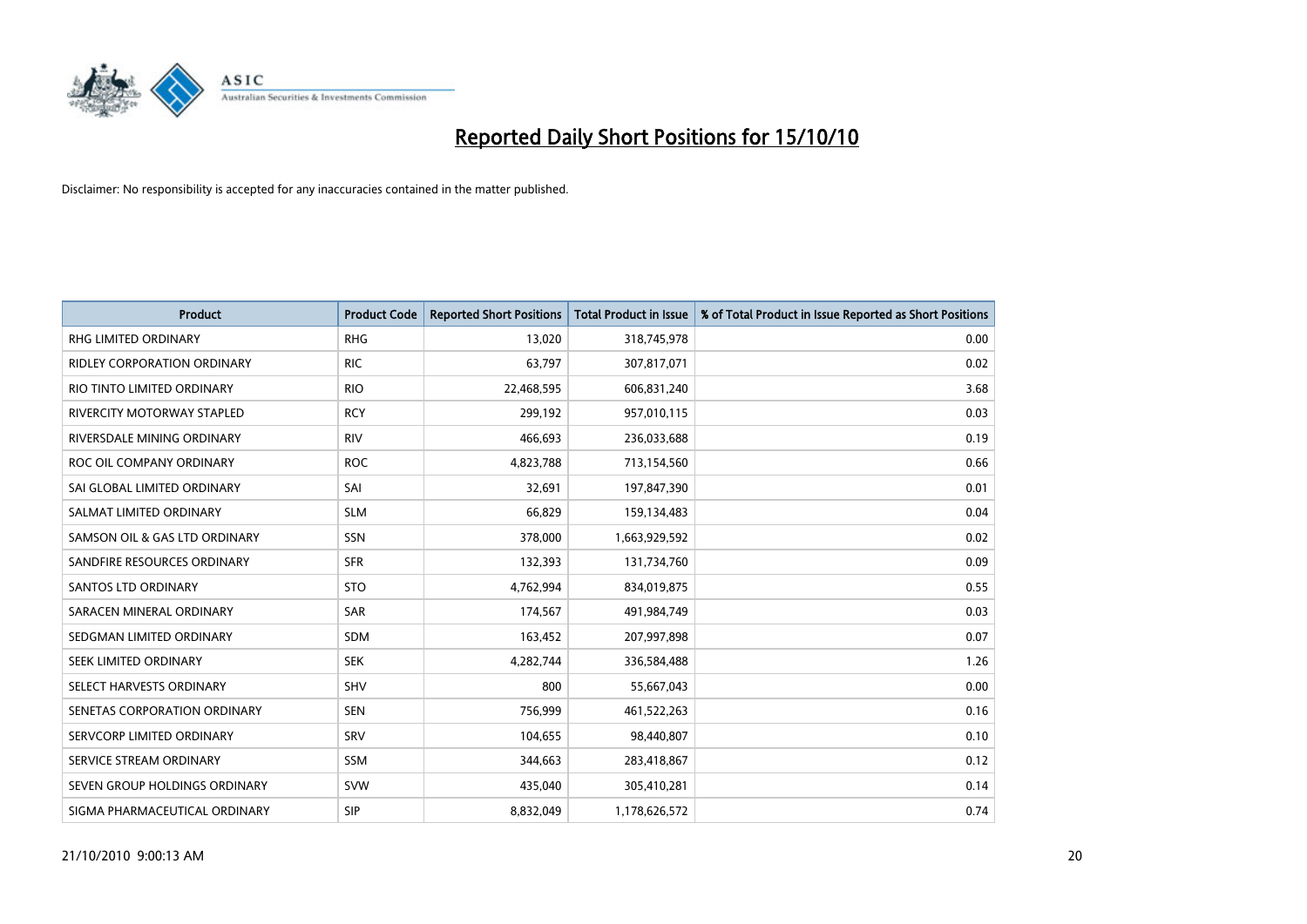# Reported Daily Short Positions for 15/10/10

Disclaimer: No responsibility is accepted for any inaccuracies contained in the matter published.

| Product | Product Code | Reported Short Positions | Total Product in Issue | % of Total Product in Issue Reported as Short Positions |
|---|---|---|---|---|
| RHG LIMITED ORDINARY | RHG | 13,020 | 318,745,978 | 0.00 |
| RIDLEY CORPORATION ORDINARY | RIC | 63,797 | 307,817,071 | 0.02 |
| RIO TINTO LIMITED ORDINARY | RIO | 22,468,595 | 606,831,240 | 3.68 |
| RIVERCITY MOTORWAY STAPLED | RCY | 299,192 | 957,010,115 | 0.03 |
| RIVERSDALE MINING ORDINARY | RIV | 466,693 | 236,033,688 | 0.19 |
| ROC OIL COMPANY ORDINARY | ROC | 4,823,788 | 713,154,560 | 0.66 |
| SAI GLOBAL LIMITED ORDINARY | SAI | 32,691 | 197,847,390 | 0.01 |
| SALMAT LIMITED ORDINARY | SLM | 66,829 | 159,134,483 | 0.04 |
| SAMSON OIL & GAS LTD ORDINARY | SSN | 378,000 | 1,663,929,592 | 0.02 |
| SANDFIRE RESOURCES ORDINARY | SFR | 132,393 | 131,734,760 | 0.09 |
| SANTOS LTD ORDINARY | STO | 4,762,994 | 834,019,875 | 0.55 |
| SARACEN MINERAL ORDINARY | SAR | 174,567 | 491,984,749 | 0.03 |
| SEDGMAN LIMITED ORDINARY | SDM | 163,452 | 207,997,898 | 0.07 |
| SEEK LIMITED ORDINARY | SEK | 4,282,744 | 336,584,488 | 1.26 |
| SELECT HARVESTS ORDINARY | SHV | 800 | 55,667,043 | 0.00 |
| SENETAS CORPORATION ORDINARY | SEN | 756,999 | 461,522,263 | 0.16 |
| SERVCORP LIMITED ORDINARY | SRV | 104,655 | 98,440,807 | 0.10 |
| SERVICE STREAM ORDINARY | SSM | 344,663 | 283,418,867 | 0.12 |
| SEVEN GROUP HOLDINGS ORDINARY | SVW | 435,040 | 305,410,281 | 0.14 |
| SIGMA PHARMACEUTICAL ORDINARY | SIP | 8,832,049 | 1,178,626,572 | 0.74 |

21/10/2010 9:00:13 AM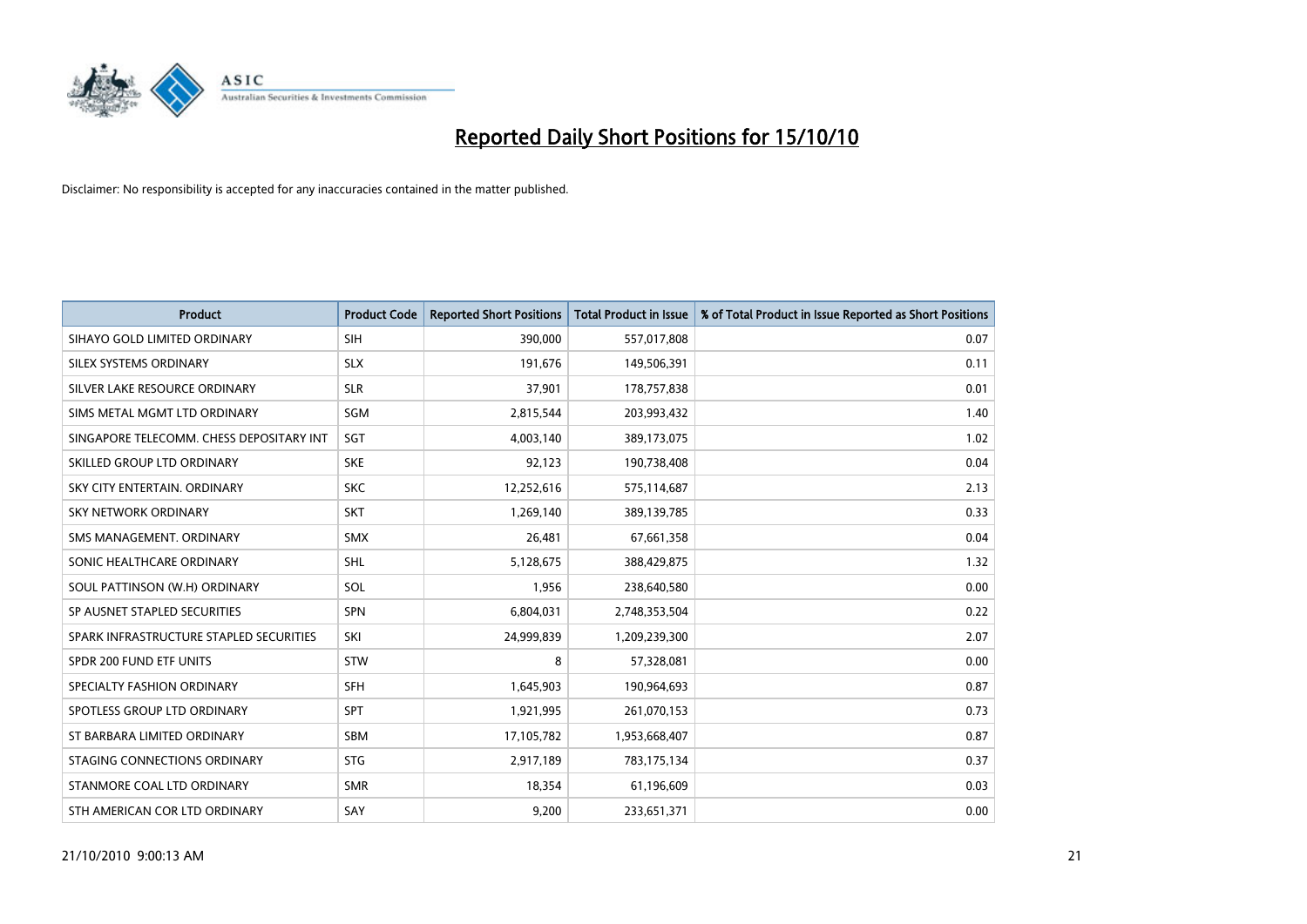# Reported Daily Short Positions for 15/10/10

Disclaimer: No responsibility is accepted for any inaccuracies contained in the matter published.

| Product | Product Code | Reported Short Positions | Total Product in Issue | % of Total Product in Issue Reported as Short Positions |
|---|---|---|---|---|
| SIHAYO GOLD LIMITED ORDINARY | SIH | 390,000 | 557,017,808 | 0.07 |
| SILEX SYSTEMS ORDINARY | SLX | 191,676 | 149,506,391 | 0.11 |
| SILVER LAKE RESOURCE ORDINARY | SLR | 37,901 | 178,757,838 | 0.01 |
| SIMS METAL MGMT LTD ORDINARY | SGM | 2,815,544 | 203,993,432 | 1.40 |
| SINGAPORE TELECOMM. CHESS DEPOSITARY INT | SGT | 4,003,140 | 389,173,075 | 1.02 |
| SKILLED GROUP LTD ORDINARY | SKE | 92,123 | 190,738,408 | 0.04 |
| SKY CITY ENTERTAIN. ORDINARY | SKC | 12,252,616 | 575,114,687 | 2.13 |
| SKY NETWORK ORDINARY | SKT | 1,269,140 | 389,139,785 | 0.33 |
| SMS MANAGEMENT. ORDINARY | SMX | 26,481 | 67,661,358 | 0.04 |
| SONIC HEALTHCARE ORDINARY | SHL | 5,128,675 | 388,429,875 | 1.32 |
| SOUL PATTINSON (W.H) ORDINARY | SOL | 1,956 | 238,640,580 | 0.00 |
| SP AUSNET STAPLED SECURITIES | SPN | 6,804,031 | 2,748,353,504 | 0.22 |
| SPARK INFRASTRUCTURE STAPLED SECURITIES | SKI | 24,999,839 | 1,209,239,300 | 2.07 |
| SPDR 200 FUND ETF UNITS | STW | 8 | 57,328,081 | 0.00 |
| SPECIALTY FASHION ORDINARY | SFH | 1,645,903 | 190,964,693 | 0.87 |
| SPOTLESS GROUP LTD ORDINARY | SPT | 1,921,995 | 261,070,153 | 0.73 |
| ST BARBARA LIMITED ORDINARY | SBM | 17,105,782 | 1,953,668,407 | 0.87 |
| STAGING CONNECTIONS ORDINARY | STG | 2,917,189 | 783,175,134 | 0.37 |
| STANMORE COAL LTD ORDINARY | SMR | 18,354 | 61,196,609 | 0.03 |
| STH AMERICAN COR LTD ORDINARY | SAY | 9,200 | 233,651,371 | 0.00 |

21/10/2010 9:00:13 AM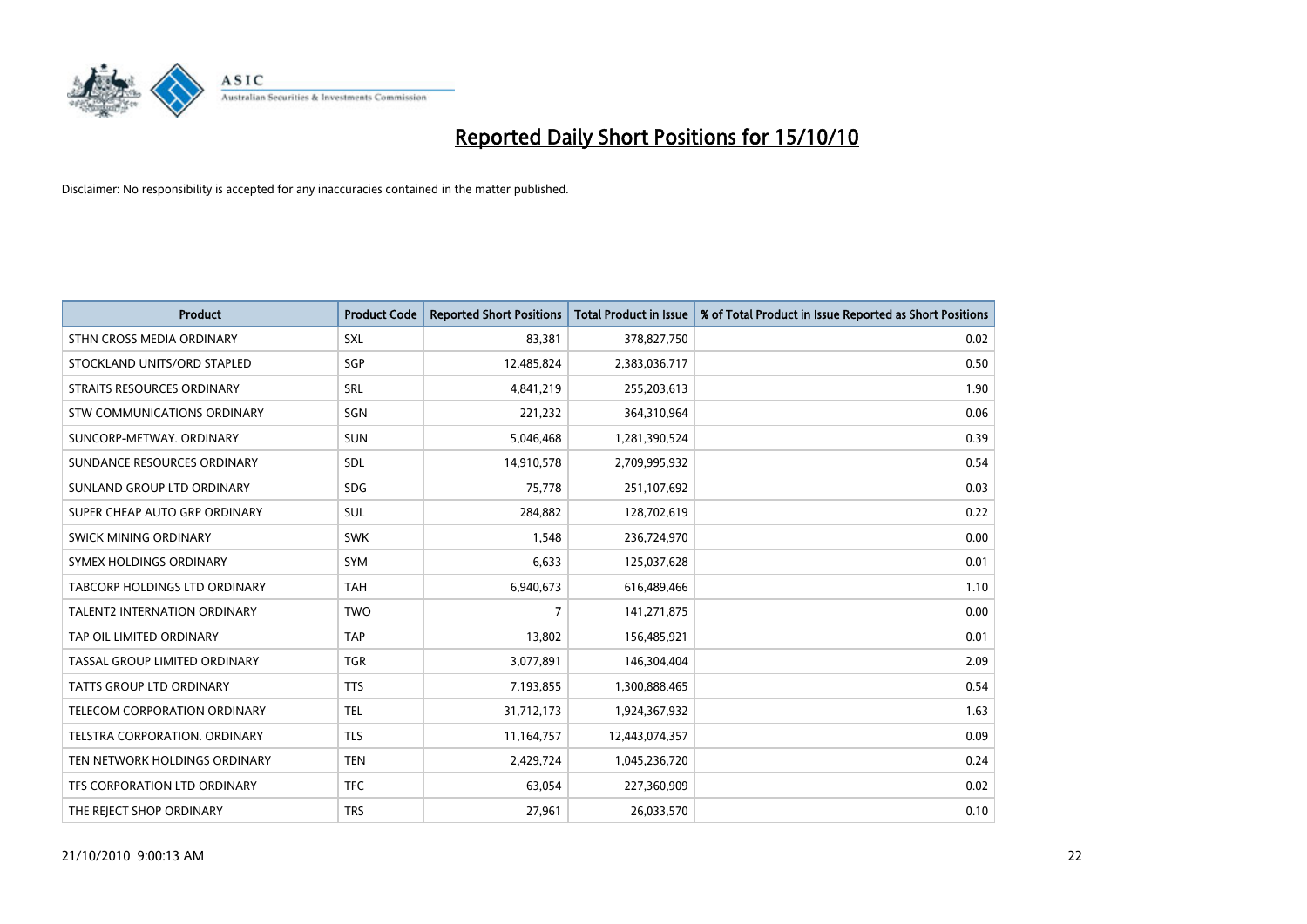# Reported Daily Short Positions for 15/10/10

Disclaimer: No responsibility is accepted for any inaccuracies contained in the matter published.

| Product | Product Code | Reported Short Positions | Total Product in Issue | % of Total Product in Issue Reported as Short Positions |
|---|---|---|---|---|
| STHN CROSS MEDIA ORDINARY | SXL | 83,381 | 378,827,750 | 0.02 |
| STOCKLAND UNITS/ORD STAPLED | SGP | 12,485,824 | 2,383,036,717 | 0.50 |
| STRAITS RESOURCES ORDINARY | SRL | 4,841,219 | 255,203,613 | 1.90 |
| STW COMMUNICATIONS ORDINARY | SGN | 221,232 | 364,310,964 | 0.06 |
| SUNCORP-METWAY. ORDINARY | SUN | 5,046,468 | 1,281,390,524 | 0.39 |
| SUNDANCE RESOURCES ORDINARY | SDL | 14,910,578 | 2,709,995,932 | 0.54 |
| SUNLAND GROUP LTD ORDINARY | SDG | 75,778 | 251,107,692 | 0.03 |
| SUPER CHEAP AUTO GRP ORDINARY | SUL | 284,882 | 128,702,619 | 0.22 |
| SWICK MINING ORDINARY | SWK | 1,548 | 236,724,970 | 0.00 |
| SYMEX HOLDINGS ORDINARY | SYM | 6,633 | 125,037,628 | 0.01 |
| TABCORP HOLDINGS LTD ORDINARY | TAH | 6,940,673 | 616,489,466 | 1.10 |
| TALENT2 INTERNATION ORDINARY | TWO | 7 | 141,271,875 | 0.00 |
| TAP OIL LIMITED ORDINARY | TAP | 13,802 | 156,485,921 | 0.01 |
| TASSAL GROUP LIMITED ORDINARY | TGR | 3,077,891 | 146,304,404 | 2.09 |
| TATTS GROUP LTD ORDINARY | TTS | 7,193,855 | 1,300,888,465 | 0.54 |
| TELECOM CORPORATION ORDINARY | TEL | 31,712,173 | 1,924,367,932 | 1.63 |
| TELSTRA CORPORATION. ORDINARY | TLS | 11,164,757 | 12,443,074,357 | 0.09 |
| TEN NETWORK HOLDINGS ORDINARY | TEN | 2,429,724 | 1,045,236,720 | 0.24 |
| TFS CORPORATION LTD ORDINARY | TFC | 63,054 | 227,360,909 | 0.02 |
| THE REJECT SHOP ORDINARY | TRS | 27,961 | 26,033,570 | 0.10 |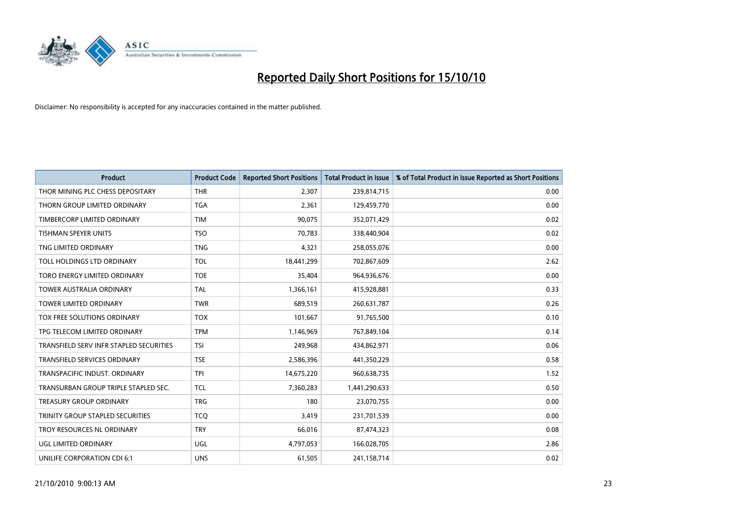# Reported Daily Short Positions for 15/10/10

Disclaimer: No responsibility is accepted for any inaccuracies contained in the matter published.

| Product | Product Code | Reported Short Positions | Total Product in Issue | % of Total Product in Issue Reported as Short Positions |
|---|---|---|---|---|
| THOR MINING PLC CHESS DEPOSITARY | THR | 2,307 | 239,814,715 | 0.00 |
| THORN GROUP LIMITED ORDINARY | TGA | 2,361 | 129,459,770 | 0.00 |
| TIMBERCORP LIMITED ORDINARY | TIM | 90,075 | 352,071,429 | 0.02 |
| TISHMAN SPEYER UNITS | TSO | 70,783 | 338,440,904 | 0.02 |
| TNG LIMITED ORDINARY | TNG | 4,321 | 258,055,076 | 0.00 |
| TOLL HOLDINGS LTD ORDINARY | TOL | 18,441,299 | 702,867,609 | 2.62 |
| TORO ENERGY LIMITED ORDINARY | TOE | 35,404 | 964,936,676 | 0.00 |
| TOWER AUSTRALIA ORDINARY | TAL | 1,366,161 | 415,928,881 | 0.33 |
| TOWER LIMITED ORDINARY | TWR | 689,519 | 260,631,787 | 0.26 |
| TOX FREE SOLUTIONS ORDINARY | TOX | 101,667 | 91,765,500 | 0.10 |
| TPG TELECOM LIMITED ORDINARY | TPM | 1,146,969 | 767,849,104 | 0.14 |
| TRANSFIELD SERV INFR STAPLED SECURITIES | TSI | 249,968 | 434,862,971 | 0.06 |
| TRANSFIELD SERVICES ORDINARY | TSE | 2,586,396 | 441,350,229 | 0.58 |
| TRANSPACIFIC INDUST. ORDINARY | TPI | 14,675,220 | 960,638,735 | 1.52 |
| TRANSURBAN GROUP TRIPLE STAPLED SEC. | TCL | 7,360,283 | 1,441,290,633 | 0.50 |
| TREASURY GROUP ORDINARY | TRG | 180 | 23,070,755 | 0.00 |
| TRINITY GROUP STAPLED SECURITIES | TCQ | 3,419 | 231,701,539 | 0.00 |
| TROY RESOURCES NL ORDINARY | TRY | 66,016 | 87,474,323 | 0.08 |
| UGL LIMITED ORDINARY | UGL | 4,797,053 | 166,028,705 | 2.86 |
| UNILIFE CORPORATION CDI 6:1 | UNS | 61,505 | 241,158,714 | 0.02 |

21/10/2010 9:00:13 AM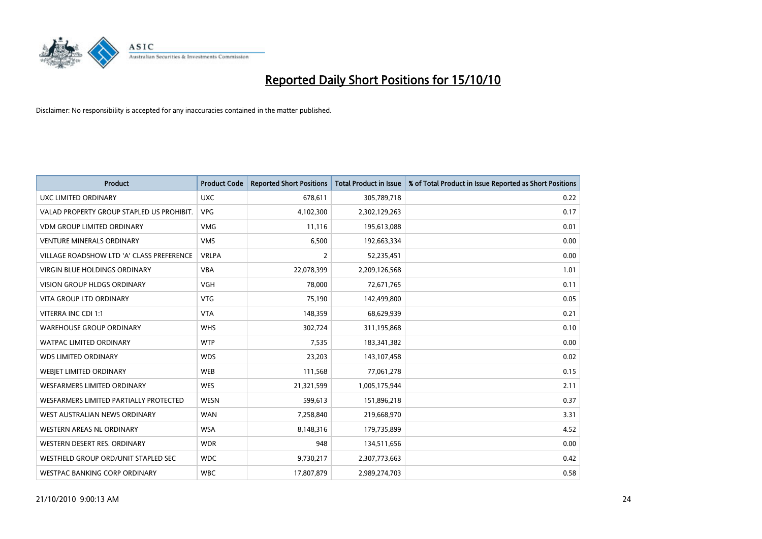# Reported Daily Short Positions for 15/10/10

Disclaimer: No responsibility is accepted for any inaccuracies contained in the matter published.

| Product | Product Code | Reported Short Positions | Total Product in Issue | % of Total Product in Issue Reported as Short Positions |
|---|---|---|---|---|
| UXC LIMITED ORDINARY | UXC | 678,611 | 305,789,718 | 0.22 |
| VALAD PROPERTY GROUP STAPLED US PROHIBIT. | VPG | 4,102,300 | 2,302,129,263 | 0.17 |
| VDM GROUP LIMITED ORDINARY | VMG | 11,116 | 195,613,088 | 0.01 |
| VENTURE MINERALS ORDINARY | VMS | 6,500 | 192,663,334 | 0.00 |
| VILLAGE ROADSHOW LTD 'A' CLASS PREFERENCE | VRLPA | 2 | 52,235,451 | 0.00 |
| VIRGIN BLUE HOLDINGS ORDINARY | VBA | 22,078,399 | 2,209,126,568 | 1.01 |
| VISION GROUP HLDGS ORDINARY | VGH | 78,000 | 72,671,765 | 0.11 |
| VITA GROUP LTD ORDINARY | VTG | 75,190 | 142,499,800 | 0.05 |
| VITERRA INC CDI 1:1 | VTA | 148,359 | 68,629,939 | 0.21 |
| WAREHOUSE GROUP ORDINARY | WHS | 302,724 | 311,195,868 | 0.10 |
| WATPAC LIMITED ORDINARY | WTP | 7,535 | 183,341,382 | 0.00 |
| WDS LIMITED ORDINARY | WDS | 23,203 | 143,107,458 | 0.02 |
| WEBJET LIMITED ORDINARY | WEB | 111,568 | 77,061,278 | 0.15 |
| WESFARMERS LIMITED ORDINARY | WES | 21,321,599 | 1,005,175,944 | 2.11 |
| WESFARMERS LIMITED PARTIALLY PROTECTED | WESN | 599,613 | 151,896,218 | 0.37 |
| WEST AUSTRALIAN NEWS ORDINARY | WAN | 7,258,840 | 219,668,970 | 3.31 |
| WESTERN AREAS NL ORDINARY | WSA | 8,148,316 | 179,735,899 | 4.52 |
| WESTERN DESERT RES. ORDINARY | WDR | 948 | 134,511,656 | 0.00 |
| WESTFIELD GROUP ORD/UNIT STAPLED SEC | WDC | 9,730,217 | 2,307,773,663 | 0.42 |
| WESTPAC BANKING CORP ORDINARY | WBC | 17,807,879 | 2,989,274,703 | 0.58 |

21/10/2010 9:00:13 AM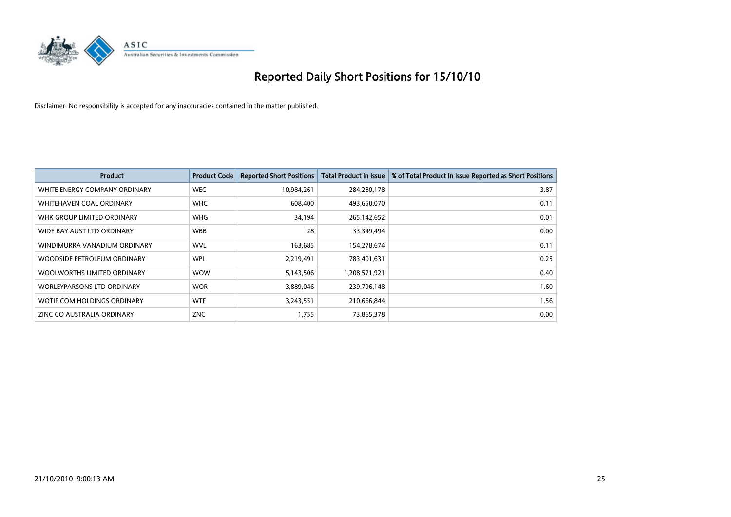# Reported Daily Short Positions for 15/10/10

Disclaimer: No responsibility is accepted for any inaccuracies contained in the matter published.

| Product | Product Code | Reported Short Positions | Total Product in Issue | % of Total Product in Issue Reported as Short Positions |
|---|---|---|---|---|
| WHITE ENERGY COMPANY ORDINARY | WEC | 10,984,261 | 284,280,178 | 3.87 |
| WHITEHAVEN COAL ORDINARY | WHC | 608,400 | 493,650,070 | 0.11 |
| WHK GROUP LIMITED ORDINARY | WHG | 34,194 | 265,142,652 | 0.01 |
| WIDE BAY AUST LTD ORDINARY | WBB | 28 | 33,349,494 | 0.00 |
| WINDIMURRA VANADIUM ORDINARY | WVL | 163,685 | 154,278,674 | 0.11 |
| WOODSIDE PETROLEUM ORDINARY | WPL | 2,219,491 | 783,401,631 | 0.25 |
| WOOLWORTHS LIMITED ORDINARY | WOW | 5,143,506 | 1,208,571,921 | 0.40 |
| WORLEYPARSONS LTD ORDINARY | WOR | 3,889,046 | 239,796,148 | 1.60 |
| WOTIF.COM HOLDINGS ORDINARY | WTF | 3,243,551 | 210,666,844 | 1.56 |
| ZINC CO AUSTRALIA ORDINARY | ZNC | 1,755 | 73,865,378 | 0.00 |

21/10/2010 9:00:13 AM